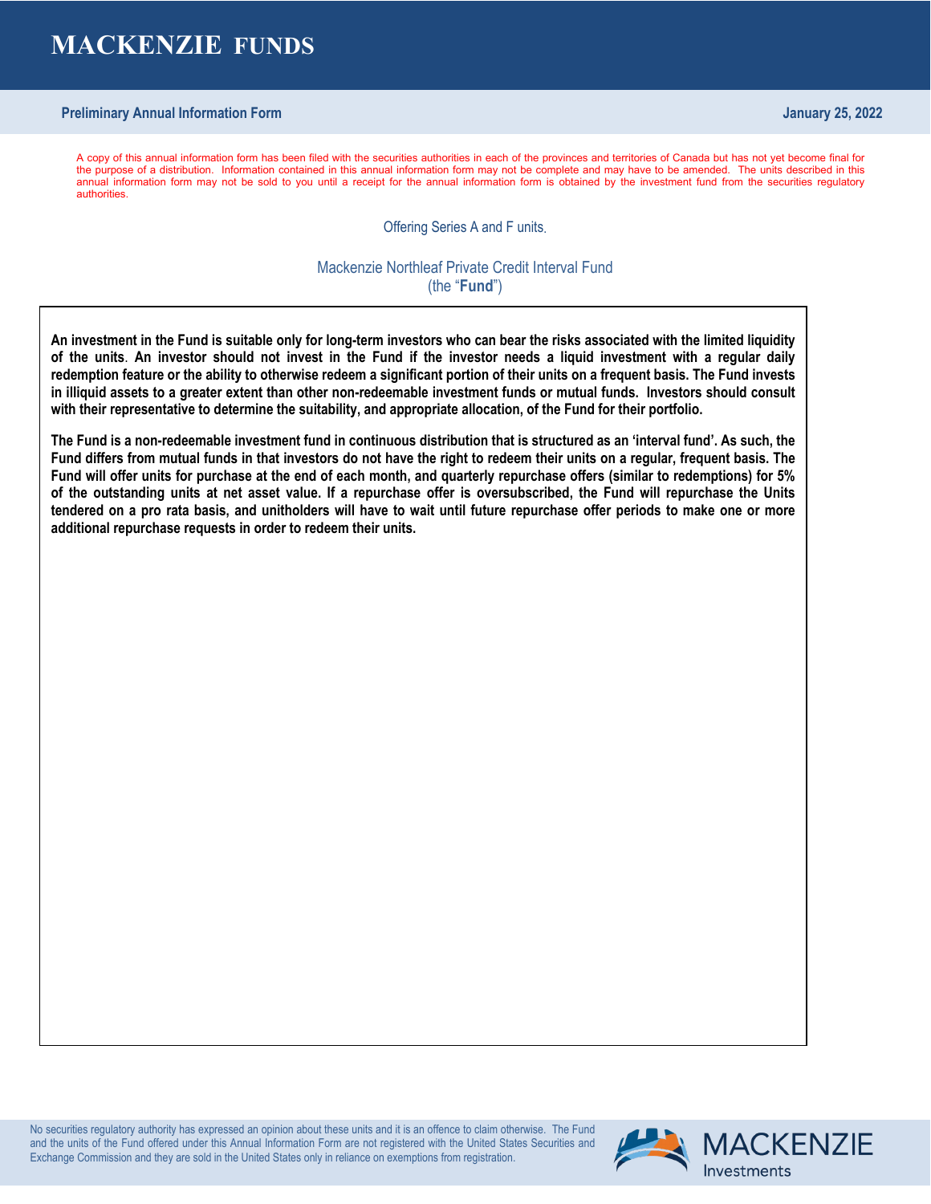# MACKENZIE FUNDS

**Preliminary Annual Information Form** **January 25, 2022**

A copy of this annual information form has been filed with the securities authorities in each of the provinces and territories of Canada but has not yet become final for the purpose of a distribution. Information contained in this annual information form may not be complete and may have to be amended. The units described in this annual information form may not be sold to you until a receipt for the annual information form is obtained by the investment fund from the securities regulatory authorities.

Offering Series A and F units.

Mackenzie Northleaf Private Credit Interval Fund
(the "**Fund**")

**An investment in the Fund is suitable only for long-term investors who can bear the risks associated with the limited liquidity of the units. An investor should not invest in the Fund if the investor needs a liquid investment with a regular daily redemption feature or the ability to otherwise redeem a significant portion of their units on a frequent basis. The Fund invests in illiquid assets to a greater extent than other non-redeemable investment funds or mutual funds. Investors should consult with their representative to determine the suitability, and appropriate allocation, of the Fund for their portfolio.**

**The Fund is a non-redeemable investment fund in continuous distribution that is structured as an 'interval fund'. As such, the Fund differs from mutual funds in that investors do not have the right to redeem their units on a regular, frequent basis. The Fund will offer units for purchase at the end of each month, and quarterly repurchase offers (similar to redemptions) for 5% of the outstanding units at net asset value. If a repurchase offer is oversubscribed, the Fund will repurchase the Units tendered on a pro rata basis, and unitholders will have to wait until future repurchase offer periods to make one or more additional repurchase requests in order to redeem their units.**

No securities regulatory authority has expressed an opinion about these units and it is an offence to claim otherwise. The Fund and the units of the Fund offered under this Annual Information Form are not registered with the United States Securities and Exchange Commission and they are sold in the United States only in reliance on exemptions from registration.

MACKENZIE Investments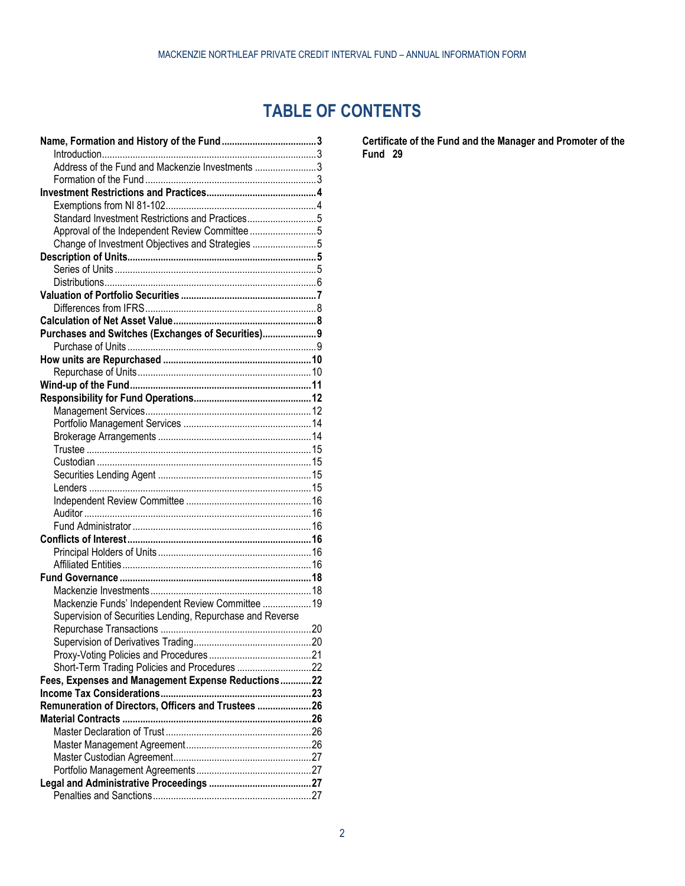# TABLE OF CONTENTS

**Name, Formation and History of the Fund** .................... 3
- Introduction .................... 3
- Address of the Fund and Mackenzie Investments .................... 3
- Formation of the Fund .................... 3

**Investment Restrictions and Practices** .................... 4
- Exemptions from NI 81-102 .................... 4
- Standard Investment Restrictions and Practices .................... 5
- Approval of the Independent Review Committee .................... 5
- Change of Investment Objectives and Strategies .................... 5

**Description of Units** .................... 5
- Series of Units .................... 5
- Distributions .................... 6

**Valuation of Portfolio Securities** .................... 7
- Differences from IFRS .................... 8

**Calculation of Net Asset Value** .................... 8

**Purchases and Switches (Exchanges of Securities)** .................... 9
- Purchase of Units .................... 9

**How units are Repurchased** .................... 10
- Repurchase of Units .................... 10

**Wind-up of the Fund** .................... 11

**Responsibility for Fund Operations** .................... 12
- Management Services .................... 12
- Portfolio Management Services .................... 14
- Brokerage Arrangements .................... 14
- Trustee .................... 15
- Custodian .................... 15
- Securities Lending Agent .................... 15
- Lenders .................... 15
- Independent Review Committee .................... 16
- Auditor .................... 16
- Fund Administrator .................... 16

**Conflicts of Interest** .................... 16
- Principal Holders of Units .................... 16
- Affiliated Entities .................... 16

**Fund Governance** .................... 18
- Mackenzie Investments .................... 18
- Mackenzie Funds' Independent Review Committee .................... 19
- Supervision of Securities Lending, Repurchase and Reverse Repurchase Transactions .................... 20
- Supervision of Derivatives Trading .................... 20
- Proxy-Voting Policies and Procedures .................... 21
- Short-Term Trading Policies and Procedures .................... 22

**Fees, Expenses and Management Expense Reductions** .................... 22

**Income Tax Considerations** .................... 23

**Remuneration of Directors, Officers and Trustees** .................... 26

**Material Contracts** .................... 26
- Master Declaration of Trust .................... 26
- Master Management Agreement .................... 26
- Master Custodian Agreement .................... 27
- Portfolio Management Agreements .................... 27

**Legal and Administrative Proceedings** .................... 27
- Penalties and Sanctions .................... 27

**Certificate of the Fund and the Manager and Promoter of the Fund** 29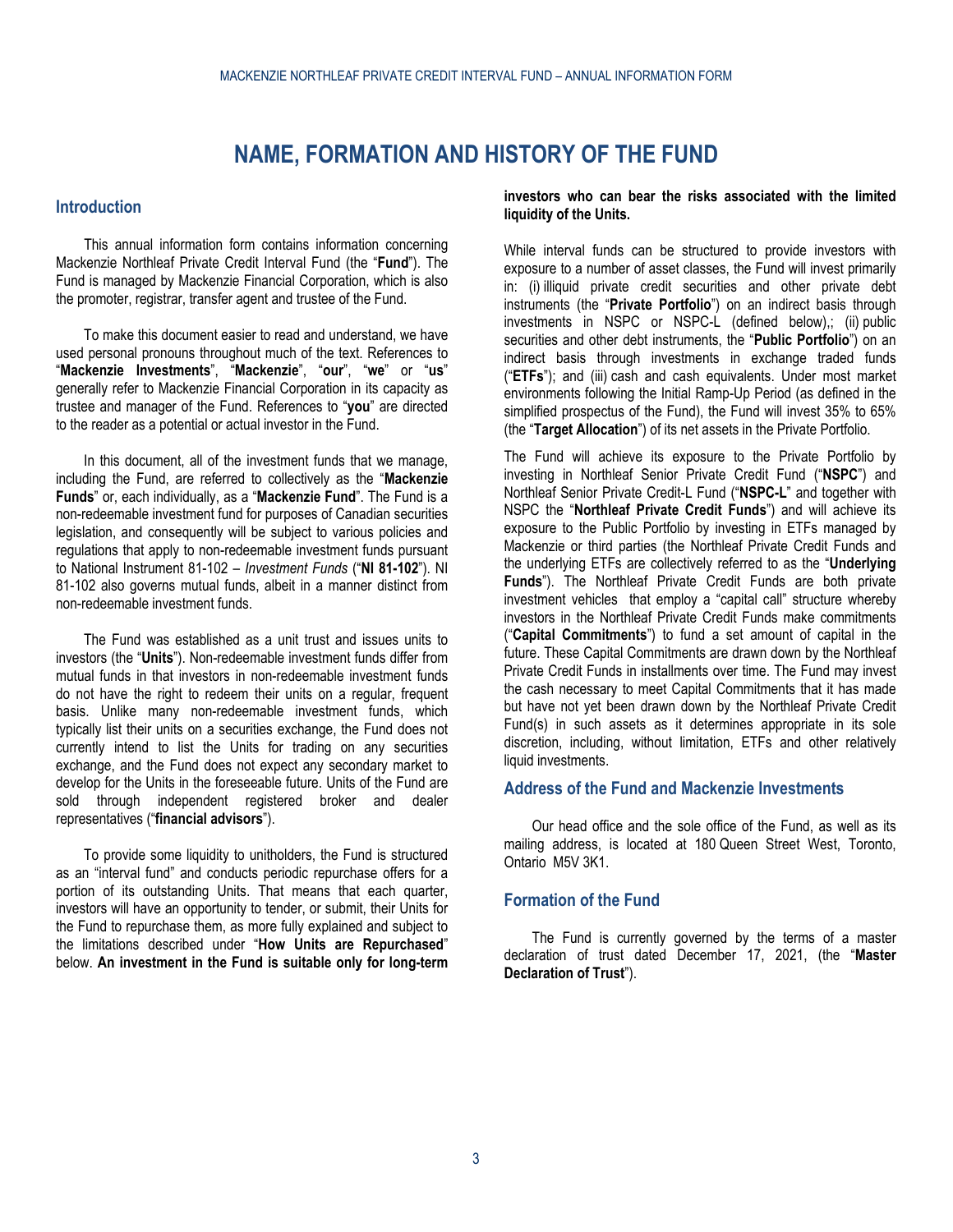# NAME, FORMATION AND HISTORY OF THE FUND

## Introduction

This annual information form contains information concerning Mackenzie Northleaf Private Credit Interval Fund (the "**Fund**"). The Fund is managed by Mackenzie Financial Corporation, which is also the promoter, registrar, transfer agent and trustee of the Fund.

To make this document easier to read and understand, we have used personal pronouns throughout much of the text. References to "**Mackenzie Investments**", "**Mackenzie**", "**our**", "**we**" or "**us**" generally refer to Mackenzie Financial Corporation in its capacity as trustee and manager of the Fund. References to "**you**" are directed to the reader as a potential or actual investor in the Fund.

In this document, all of the investment funds that we manage, including the Fund, are referred to collectively as the "**Mackenzie Funds**" or, each individually, as a "**Mackenzie Fund**". The Fund is a non-redeemable investment fund for purposes of Canadian securities legislation, and consequently will be subject to various policies and regulations that apply to non-redeemable investment funds pursuant to National Instrument 81-102 – *Investment Funds* ("**NI 81-102**"). NI 81-102 also governs mutual funds, albeit in a manner distinct from non-redeemable investment funds.

The Fund was established as a unit trust and issues units to investors (the "**Units**"). Non-redeemable investment funds differ from mutual funds in that investors in non-redeemable investment funds do not have the right to redeem their units on a regular, frequent basis. Unlike many non-redeemable investment funds, which typically list their units on a securities exchange, the Fund does not currently intend to list the Units for trading on any securities exchange, and the Fund does not expect any secondary market to develop for the Units in the foreseeable future. Units of the Fund are sold through independent registered broker and dealer representatives ("**financial advisors**").

To provide some liquidity to unitholders, the Fund is structured as an "interval fund" and conducts periodic repurchase offers for a portion of its outstanding Units. That means that each quarter, investors will have an opportunity to tender, or submit, their Units for the Fund to repurchase them, as more fully explained and subject to the limitations described under "**How Units are Repurchased**" below. **An investment in the Fund is suitable only for long-term investors who can bear the risks associated with the limited liquidity of the Units.**

While interval funds can be structured to provide investors with exposure to a number of asset classes, the Fund will invest primarily in: (i) illiquid private credit securities and other private debt instruments (the "**Private Portfolio**") on an indirect basis through investments in NSPC or NSPC-L (defined below),; (ii) public securities and other debt instruments, the "**Public Portfolio**") on an indirect basis through investments in exchange traded funds ("**ETFs**"); and (iii) cash and cash equivalents. Under most market environments following the Initial Ramp-Up Period (as defined in the simplified prospectus of the Fund), the Fund will invest 35% to 65% (the "**Target Allocation**") of its net assets in the Private Portfolio.

The Fund will achieve its exposure to the Private Portfolio by investing in Northleaf Senior Private Credit Fund ("**NSPC**") and Northleaf Senior Private Credit-L Fund ("**NSPC-L**" and together with NSPC the "**Northleaf Private Credit Funds**") and will achieve its exposure to the Public Portfolio by investing in ETFs managed by Mackenzie or third parties (the Northleaf Private Credit Funds and the underlying ETFs are collectively referred to as the "**Underlying Funds**"). The Northleaf Private Credit Funds are both private investment vehicles that employ a "capital call" structure whereby investors in the Northleaf Private Credit Funds make commitments ("**Capital Commitments**") to fund a set amount of capital in the future. These Capital Commitments are drawn down by the Northleaf Private Credit Funds in installments over time. The Fund may invest the cash necessary to meet Capital Commitments that it has made but have not yet been drawn down by the Northleaf Private Credit Fund(s) in such assets as it determines appropriate in its sole discretion, including, without limitation, ETFs and other relatively liquid investments.

## Address of the Fund and Mackenzie Investments

Our head office and the sole office of the Fund, as well as its mailing address, is located at 180 Queen Street West, Toronto, Ontario M5V 3K1.

## Formation of the Fund

The Fund is currently governed by the terms of a master declaration of trust dated December 17, 2021, (the "**Master Declaration of Trust**").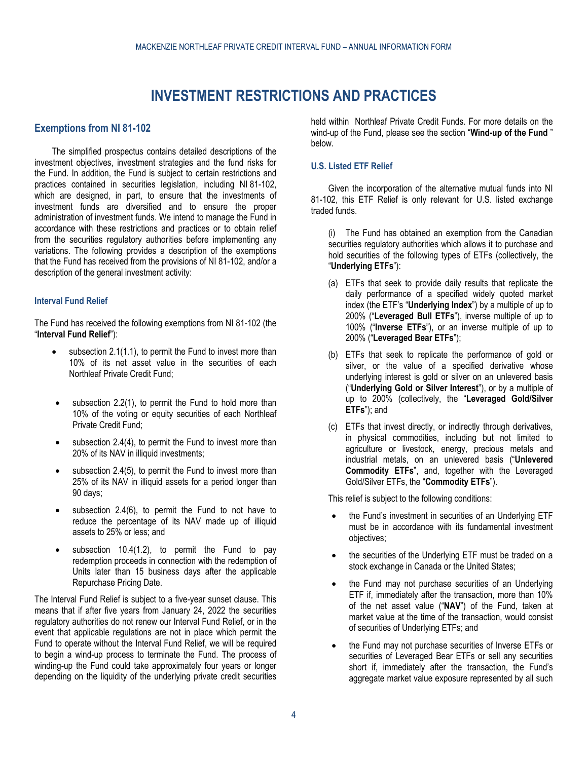# INVESTMENT RESTRICTIONS AND PRACTICES

## Exemptions from NI 81-102

The simplified prospectus contains detailed descriptions of the investment objectives, investment strategies and the fund risks for the Fund. In addition, the Fund is subject to certain restrictions and practices contained in securities legislation, including NI 81-102, which are designed, in part, to ensure that the investments of investment funds are diversified and to ensure the proper administration of investment funds. We intend to manage the Fund in accordance with these restrictions and practices or to obtain relief from the securities regulatory authorities before implementing any variations. The following provides a description of the exemptions that the Fund has received from the provisions of NI 81-102, and/or a description of the general investment activity:

### Interval Fund Relief

The Fund has received the following exemptions from NI 81-102 (the "**Interval Fund Relief**"):

- subsection 2.1(1.1), to permit the Fund to invest more than 10% of its net asset value in the securities of each Northleaf Private Credit Fund;
- subsection 2.2(1), to permit the Fund to hold more than 10% of the voting or equity securities of each Northleaf Private Credit Fund;
- subsection 2.4(4), to permit the Fund to invest more than 20% of its NAV in illiquid investments;
- subsection 2.4(5), to permit the Fund to invest more than 25% of its NAV in illiquid assets for a period longer than 90 days;
- subsection 2.4(6), to permit the Fund to not have to reduce the percentage of its NAV made up of illiquid assets to 25% or less; and
- subsection 10.4(1.2), to permit the Fund to pay redemption proceeds in connection with the redemption of Units later than 15 business days after the applicable Repurchase Pricing Date.

The Interval Fund Relief is subject to a five-year sunset clause. This means that if after five years from January 24, 2022 the securities regulatory authorities do not renew our Interval Fund Relief, or in the event that applicable regulations are not in place which permit the Fund to operate without the Interval Fund Relief, we will be required to begin a wind-up process to terminate the Fund. The process of winding-up the Fund could take approximately four years or longer depending on the liquidity of the underlying private credit securities held within Northleaf Private Credit Funds. For more details on the wind-up of the Fund, please see the section "**Wind-up of the Fund** " below.

### U.S. Listed ETF Relief

Given the incorporation of the alternative mutual funds into NI 81-102, this ETF Relief is only relevant for U.S. listed exchange traded funds.

(i) The Fund has obtained an exemption from the Canadian securities regulatory authorities which allows it to purchase and hold securities of the following types of ETFs (collectively, the "**Underlying ETFs**"):

(a) ETFs that seek to provide daily results that replicate the daily performance of a specified widely quoted market index (the ETF's "**Underlying Index**") by a multiple of up to 200% ("**Leveraged Bull ETFs**"), inverse multiple of up to 100% ("**Inverse ETFs**"), or an inverse multiple of up to 200% ("**Leveraged Bear ETFs**");

(b) ETFs that seek to replicate the performance of gold or silver, or the value of a specified derivative whose underlying interest is gold or silver on an unlevered basis ("**Underlying Gold or Silver Interest**"), or by a multiple of up to 200% (collectively, the "**Leveraged Gold/Silver ETFs**"); and

(c) ETFs that invest directly, or indirectly through derivatives, in physical commodities, including but not limited to agriculture or livestock, energy, precious metals and industrial metals, on an unlevered basis ("**Unlevered Commodity ETFs**", and, together with the Leveraged Gold/Silver ETFs, the "**Commodity ETFs**").

This relief is subject to the following conditions:

- the Fund's investment in securities of an Underlying ETF must be in accordance with its fundamental investment objectives;
- the securities of the Underlying ETF must be traded on a stock exchange in Canada or the United States;
- the Fund may not purchase securities of an Underlying ETF if, immediately after the transaction, more than 10% of the net asset value ("**NAV**") of the Fund, taken at market value at the time of the transaction, would consist of securities of Underlying ETFs; and
- the Fund may not purchase securities of Inverse ETFs or securities of Leveraged Bear ETFs or sell any securities short if, immediately after the transaction, the Fund's aggregate market value exposure represented by all such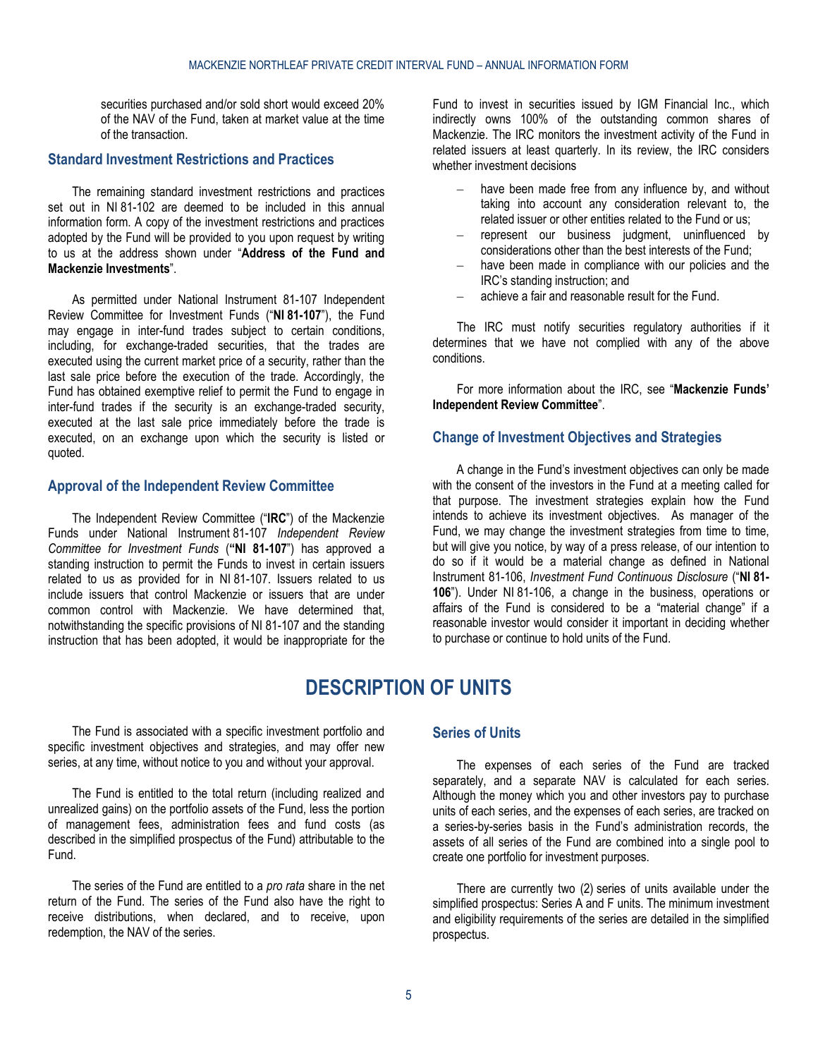securities purchased and/or sold short would exceed 20% of the NAV of the Fund, taken at market value at the time of the transaction.

### Standard Investment Restrictions and Practices

The remaining standard investment restrictions and practices set out in NI 81-102 are deemed to be included in this annual information form. A copy of the investment restrictions and practices adopted by the Fund will be provided to you upon request by writing to us at the address shown under "**Address of the Fund and Mackenzie Investments**".

As permitted under National Instrument 81-107 Independent Review Committee for Investment Funds ("**NI 81-107**"), the Fund may engage in inter-fund trades subject to certain conditions, including, for exchange-traded securities, that the trades are executed using the current market price of a security, rather than the last sale price before the execution of the trade. Accordingly, the Fund has obtained exemptive relief to permit the Fund to engage in inter-fund trades if the security is an exchange-traded security, executed at the last sale price immediately before the trade is executed, on an exchange upon which the security is listed or quoted.

### Approval of the Independent Review Committee

The Independent Review Committee ("**IRC**") of the Mackenzie Funds under National Instrument 81-107 *Independent Review Committee for Investment Funds* (**"NI 81-107**") has approved a standing instruction to permit the Funds to invest in certain issuers related to us as provided for in NI 81-107. Issuers related to us include issuers that control Mackenzie or issuers that are under common control with Mackenzie. We have determined that, notwithstanding the specific provisions of NI 81-107 and the standing instruction that has been adopted, it would be inappropriate for the Fund to invest in securities issued by IGM Financial Inc., which indirectly owns 100% of the outstanding common shares of Mackenzie. The IRC monitors the investment activity of the Fund in related issuers at least quarterly. In its review, the IRC considers whether investment decisions

- have been made free from any influence by, and without taking into account any consideration relevant to, the related issuer or other entities related to the Fund or us;
- represent our business judgment, uninfluenced by considerations other than the best interests of the Fund;
- have been made in compliance with our policies and the IRC's standing instruction; and
- achieve a fair and reasonable result for the Fund.

The IRC must notify securities regulatory authorities if it determines that we have not complied with any of the above conditions.

For more information about the IRC, see "**Mackenzie Funds' Independent Review Committee**".

### Change of Investment Objectives and Strategies

A change in the Fund's investment objectives can only be made with the consent of the investors in the Fund at a meeting called for that purpose. The investment strategies explain how the Fund intends to achieve its investment objectives. As manager of the Fund, we may change the investment strategies from time to time, but will give you notice, by way of a press release, of our intention to do so if it would be a material change as defined in National Instrument 81-106, *Investment Fund Continuous Disclosure* ("**NI 81-106**"). Under NI 81-106, a change in the business, operations or affairs of the Fund is considered to be a "material change" if a reasonable investor would consider it important in deciding whether to purchase or continue to hold units of the Fund.

# DESCRIPTION OF UNITS

The Fund is associated with a specific investment portfolio and specific investment objectives and strategies, and may offer new series, at any time, without notice to you and without your approval.

The Fund is entitled to the total return (including realized and unrealized gains) on the portfolio assets of the Fund, less the portion of management fees, administration fees and fund costs (as described in the simplified prospectus of the Fund) attributable to the Fund.

The series of the Fund are entitled to a *pro rata* share in the net return of the Fund. The series of the Fund also have the right to receive distributions, when declared, and to receive, upon redemption, the NAV of the series.

### Series of Units

The expenses of each series of the Fund are tracked separately, and a separate NAV is calculated for each series. Although the money which you and other investors pay to purchase units of each series, and the expenses of each series, are tracked on a series-by-series basis in the Fund's administration records, the assets of all series of the Fund are combined into a single pool to create one portfolio for investment purposes.

There are currently two (2) series of units available under the simplified prospectus: Series A and F units. The minimum investment and eligibility requirements of the series are detailed in the simplified prospectus.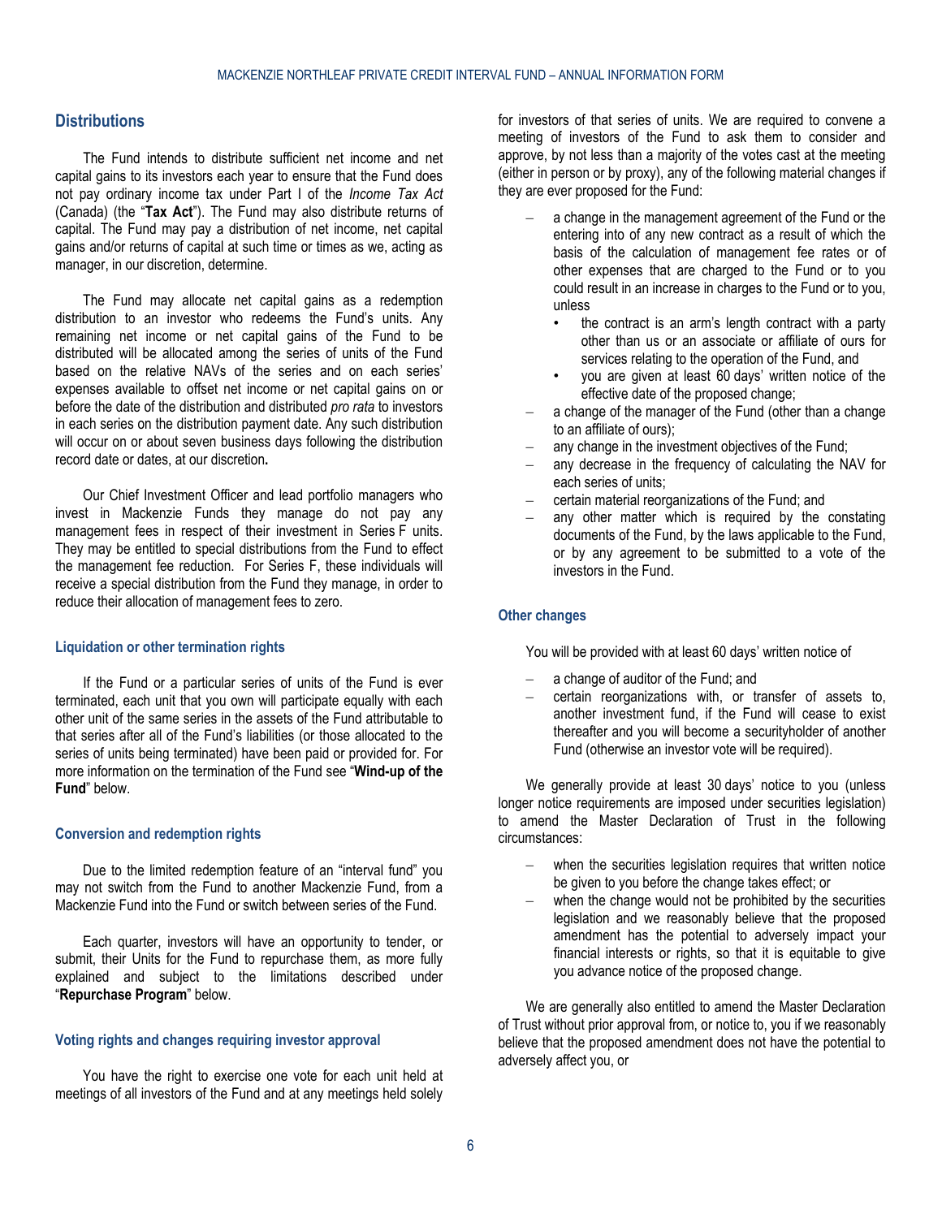## Distributions

The Fund intends to distribute sufficient net income and net capital gains to its investors each year to ensure that the Fund does not pay ordinary income tax under Part I of the *Income Tax Act* (Canada) (the "**Tax Act**"). The Fund may also distribute returns of capital. The Fund may pay a distribution of net income, net capital gains and/or returns of capital at such time or times as we, acting as manager, in our discretion, determine.

The Fund may allocate net capital gains as a redemption distribution to an investor who redeems the Fund's units. Any remaining net income or net capital gains of the Fund to be distributed will be allocated among the series of units of the Fund based on the relative NAVs of the series and on each series' expenses available to offset net income or net capital gains on or before the date of the distribution and distributed *pro rata* to investors in each series on the distribution payment date. Any such distribution will occur on or about seven business days following the distribution record date or dates, at our discretion**.**

Our Chief Investment Officer and lead portfolio managers who invest in Mackenzie Funds they manage do not pay any management fees in respect of their investment in Series F units. They may be entitled to special distributions from the Fund to effect the management fee reduction. For Series F, these individuals will receive a special distribution from the Fund they manage, in order to reduce their allocation of management fees to zero.

### Liquidation or other termination rights

If the Fund or a particular series of units of the Fund is ever terminated, each unit that you own will participate equally with each other unit of the same series in the assets of the Fund attributable to that series after all of the Fund's liabilities (or those allocated to the series of units being terminated) have been paid or provided for. For more information on the termination of the Fund see "**Wind-up of the Fund**" below.

### Conversion and redemption rights

Due to the limited redemption feature of an "interval fund" you may not switch from the Fund to another Mackenzie Fund, from a Mackenzie Fund into the Fund or switch between series of the Fund.

Each quarter, investors will have an opportunity to tender, or submit, their Units for the Fund to repurchase them, as more fully explained and subject to the limitations described under "**Repurchase Program**" below.

### Voting rights and changes requiring investor approval

You have the right to exercise one vote for each unit held at meetings of all investors of the Fund and at any meetings held solely for investors of that series of units. We are required to convene a meeting of investors of the Fund to ask them to consider and approve, by not less than a majority of the votes cast at the meeting (either in person or by proxy), any of the following material changes if they are ever proposed for the Fund:

- a change in the management agreement of the Fund or the entering into of any new contract as a result of which the basis of the calculation of management fee rates or of other expenses that are charged to the Fund or to you could result in an increase in charges to the Fund or to you, unless
  - the contract is an arm's length contract with a party other than us or an associate or affiliate of ours for services relating to the operation of the Fund, and
  - you are given at least 60 days' written notice of the effective date of the proposed change;
- a change of the manager of the Fund (other than a change to an affiliate of ours);
- any change in the investment objectives of the Fund;
- any decrease in the frequency of calculating the NAV for each series of units;
- certain material reorganizations of the Fund; and
- any other matter which is required by the constating documents of the Fund, by the laws applicable to the Fund, or by any agreement to be submitted to a vote of the investors in the Fund.

### Other changes

You will be provided with at least 60 days' written notice of

- a change of auditor of the Fund; and
- certain reorganizations with, or transfer of assets to, another investment fund, if the Fund will cease to exist thereafter and you will become a securityholder of another Fund (otherwise an investor vote will be required).

We generally provide at least 30 days' notice to you (unless longer notice requirements are imposed under securities legislation) to amend the Master Declaration of Trust in the following circumstances:

- when the securities legislation requires that written notice be given to you before the change takes effect; or
- when the change would not be prohibited by the securities legislation and we reasonably believe that the proposed amendment has the potential to adversely impact your financial interests or rights, so that it is equitable to give you advance notice of the proposed change.

We are generally also entitled to amend the Master Declaration of Trust without prior approval from, or notice to, you if we reasonably believe that the proposed amendment does not have the potential to adversely affect you, or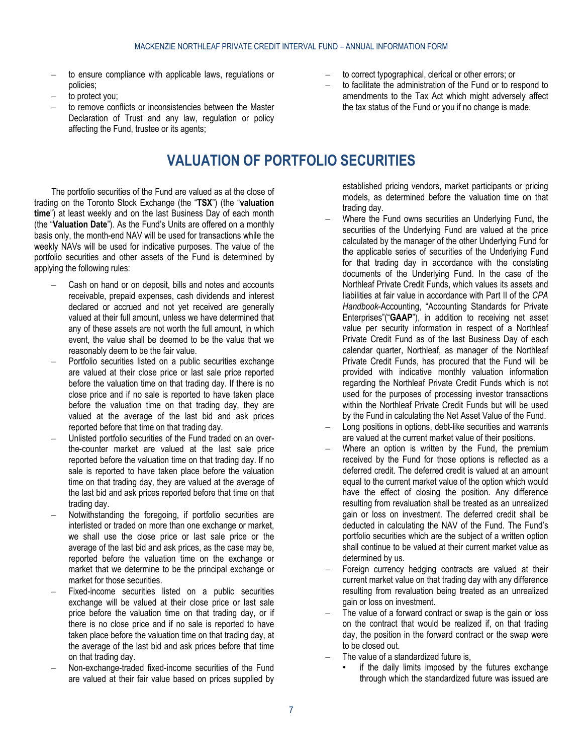- to ensure compliance with applicable laws, regulations or policies;
- to protect you;
- to remove conflicts or inconsistencies between the Master Declaration of Trust and any law, regulation or policy affecting the Fund, trustee or its agents;
- to correct typographical, clerical or other errors; or
- to facilitate the administration of the Fund or to respond to amendments to the Tax Act which might adversely affect the tax status of the Fund or you if no change is made.

# VALUATION OF PORTFOLIO SECURITIES

The portfolio securities of the Fund are valued as at the close of trading on the Toronto Stock Exchange (the "**TSX**") (the "**valuation time**") at least weekly and on the last Business Day of each month (the "**Valuation Date**"). As the Fund's Units are offered on a monthly basis only, the month-end NAV will be used for transactions while the weekly NAVs will be used for indicative purposes. The value of the portfolio securities and other assets of the Fund is determined by applying the following rules:

- Cash on hand or on deposit, bills and notes and accounts receivable, prepaid expenses, cash dividends and interest declared or accrued and not yet received are generally valued at their full amount, unless we have determined that any of these assets are not worth the full amount, in which event, the value shall be deemed to be the value that we reasonably deem to be the fair value.
- Portfolio securities listed on a public securities exchange are valued at their close price or last sale price reported before the valuation time on that trading day. If there is no close price and if no sale is reported to have taken place before the valuation time on that trading day, they are valued at the average of the last bid and ask prices reported before that time on that trading day.
- Unlisted portfolio securities of the Fund traded on an over-the-counter market are valued at the last sale price reported before the valuation time on that trading day. If no sale is reported to have taken place before the valuation time on that trading day, they are valued at the average of the last bid and ask prices reported before that time on that trading day.
- Notwithstanding the foregoing, if portfolio securities are interlisted or traded on more than one exchange or market, we shall use the close price or last sale price or the average of the last bid and ask prices, as the case may be, reported before the valuation time on the exchange or market that we determine to be the principal exchange or market for those securities.
- Fixed-income securities listed on a public securities exchange will be valued at their close price or last sale price before the valuation time on that trading day, or if there is no close price and if no sale is reported to have taken place before the valuation time on that trading day, at the average of the last bid and ask prices before that time on that trading day.
- Non-exchange-traded fixed-income securities of the Fund are valued at their fair value based on prices supplied by established pricing vendors, market participants or pricing models, as determined before the valuation time on that trading day.
- Where the Fund owns securities an Underlying Fund**,** the securities of the Underlying Fund are valued at the price calculated by the manager of the other Underlying Fund for the applicable series of securities of the Underlying Fund for that trading day in accordance with the constating documents of the Underlying Fund. In the case of the Northleaf Private Credit Funds, which values its assets and liabilities at fair value in accordance with Part II of the *CPA Handbook*-Accounting, "Accounting Standards for Private Enterprises"("**GAAP**"), in addition to receiving net asset value per security information in respect of a Northleaf Private Credit Fund as of the last Business Day of each calendar quarter, Northleaf, as manager of the Northleaf Private Credit Funds, has procured that the Fund will be provided with indicative monthly valuation information regarding the Northleaf Private Credit Funds which is not used for the purposes of processing investor transactions within the Northleaf Private Credit Funds but will be used by the Fund in calculating the Net Asset Value of the Fund.
- Long positions in options, debt-like securities and warrants are valued at the current market value of their positions.
- Where an option is written by the Fund, the premium received by the Fund for those options is reflected as a deferred credit. The deferred credit is valued at an amount equal to the current market value of the option which would have the effect of closing the position. Any difference resulting from revaluation shall be treated as an unrealized gain or loss on investment. The deferred credit shall be deducted in calculating the NAV of the Fund. The Fund's portfolio securities which are the subject of a written option shall continue to be valued at their current market value as determined by us.
- Foreign currency hedging contracts are valued at their current market value on that trading day with any difference resulting from revaluation being treated as an unrealized gain or loss on investment.
- The value of a forward contract or swap is the gain or loss on the contract that would be realized if, on that trading day, the position in the forward contract or the swap were to be closed out.
- The value of a standardized future is,
  - if the daily limits imposed by the futures exchange through which the standardized future was issued are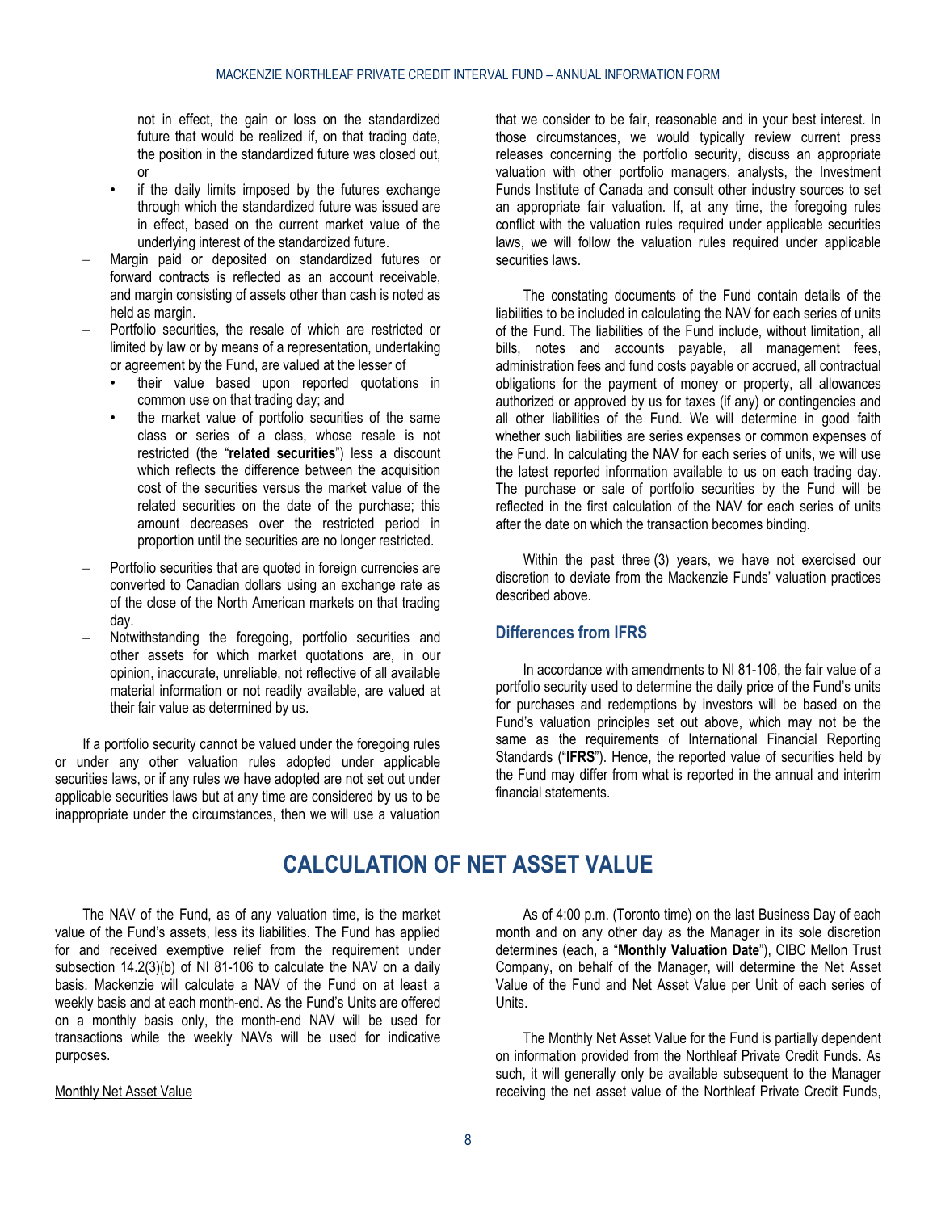not in effect, the gain or loss on the standardized future that would be realized if, on that trading date, the position in the standardized future was closed out, or

- if the daily limits imposed by the futures exchange through which the standardized future was issued are in effect, based on the current market value of the underlying interest of the standardized future.

- Margin paid or deposited on standardized futures or forward contracts is reflected as an account receivable, and margin consisting of assets other than cash is noted as held as margin.
- Portfolio securities, the resale of which are restricted or limited by law or by means of a representation, undertaking or agreement by the Fund, are valued at the lesser of
  - their value based upon reported quotations in common use on that trading day; and
  - the market value of portfolio securities of the same class or series of a class, whose resale is not restricted (the "**related securities**") less a discount which reflects the difference between the acquisition cost of the securities versus the market value of the related securities on the date of the purchase; this amount decreases over the restricted period in proportion until the securities are no longer restricted.
- Portfolio securities that are quoted in foreign currencies are converted to Canadian dollars using an exchange rate as of the close of the North American markets on that trading day.
- Notwithstanding the foregoing, portfolio securities and other assets for which market quotations are, in our opinion, inaccurate, unreliable, not reflective of all available material information or not readily available, are valued at their fair value as determined by us.

If a portfolio security cannot be valued under the foregoing rules or under any other valuation rules adopted under applicable securities laws, or if any rules we have adopted are not set out under applicable securities laws but at any time are considered by us to be inappropriate under the circumstances, then we will use a valuation that we consider to be fair, reasonable and in your best interest. In those circumstances, we would typically review current press releases concerning the portfolio security, discuss an appropriate valuation with other portfolio managers, analysts, the Investment Funds Institute of Canada and consult other industry sources to set an appropriate fair valuation. If, at any time, the foregoing rules conflict with the valuation rules required under applicable securities laws, we will follow the valuation rules required under applicable securities laws.

The constating documents of the Fund contain details of the liabilities to be included in calculating the NAV for each series of units of the Fund. The liabilities of the Fund include, without limitation, all bills, notes and accounts payable, all management fees, administration fees and fund costs payable or accrued, all contractual obligations for the payment of money or property, all allowances authorized or approved by us for taxes (if any) or contingencies and all other liabilities of the Fund. We will determine in good faith whether such liabilities are series expenses or common expenses of the Fund. In calculating the NAV for each series of units, we will use the latest reported information available to us on each trading day. The purchase or sale of portfolio securities by the Fund will be reflected in the first calculation of the NAV for each series of units after the date on which the transaction becomes binding.

Within the past three (3) years, we have not exercised our discretion to deviate from the Mackenzie Funds' valuation practices described above.

### Differences from IFRS

In accordance with amendments to NI 81-106, the fair value of a portfolio security used to determine the daily price of the Fund's units for purchases and redemptions by investors will be based on the Fund's valuation principles set out above, which may not be the same as the requirements of International Financial Reporting Standards ("**IFRS**"). Hence, the reported value of securities held by the Fund may differ from what is reported in the annual and interim financial statements.

## CALCULATION OF NET ASSET VALUE

The NAV of the Fund, as of any valuation time, is the market value of the Fund's assets, less its liabilities. The Fund has applied for and received exemptive relief from the requirement under subsection 14.2(3)(b) of NI 81-106 to calculate the NAV on a daily basis. Mackenzie will calculate a NAV of the Fund on at least a weekly basis and at each month-end. As the Fund's Units are offered on a monthly basis only, the month-end NAV will be used for transactions while the weekly NAVs will be used for indicative purposes.

Monthly Net Asset Value

As of 4:00 p.m. (Toronto time) on the last Business Day of each month and on any other day as the Manager in its sole discretion determines (each, a "**Monthly Valuation Date**"), CIBC Mellon Trust Company, on behalf of the Manager, will determine the Net Asset Value of the Fund and Net Asset Value per Unit of each series of Units.

The Monthly Net Asset Value for the Fund is partially dependent on information provided from the Northleaf Private Credit Funds. As such, it will generally only be available subsequent to the Manager receiving the net asset value of the Northleaf Private Credit Funds,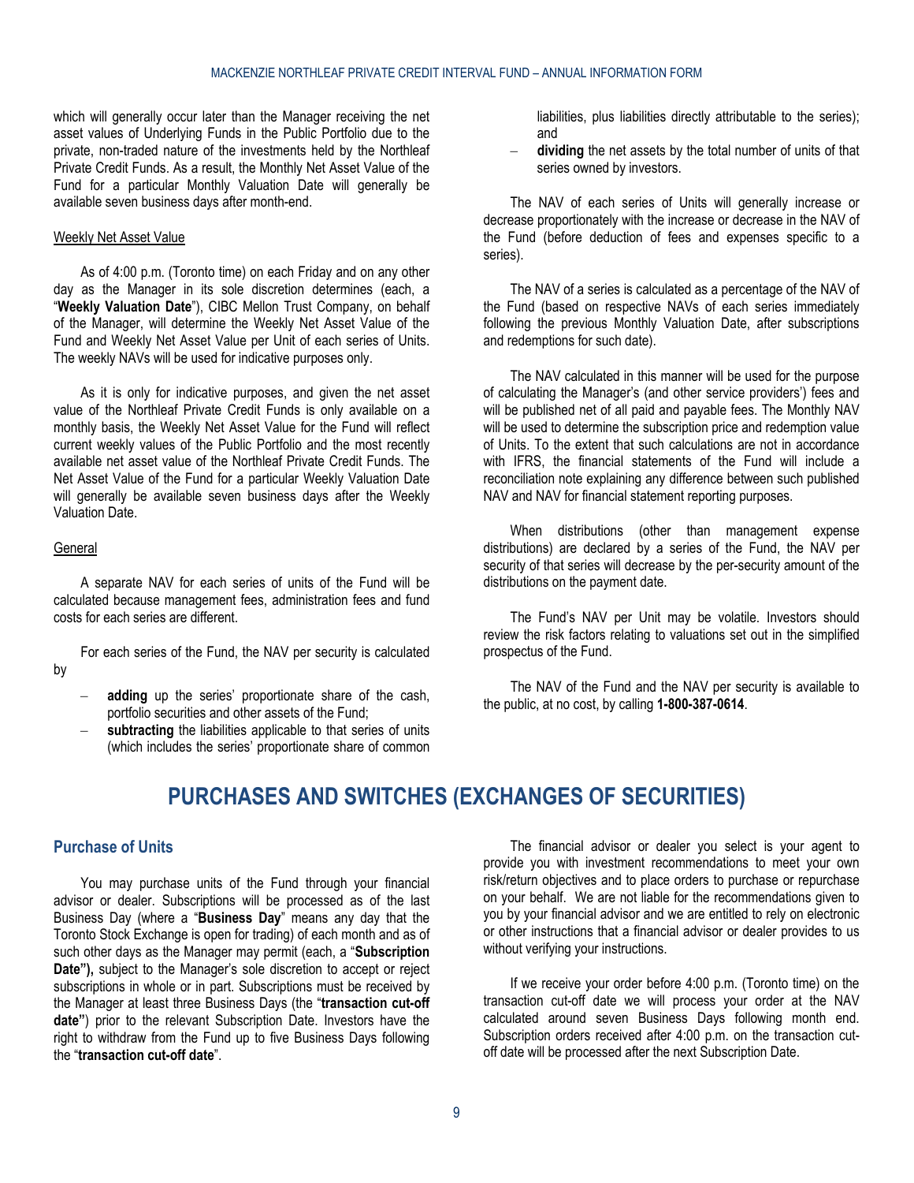which will generally occur later than the Manager receiving the net asset values of Underlying Funds in the Public Portfolio due to the private, non-traded nature of the investments held by the Northleaf Private Credit Funds. As a result, the Monthly Net Asset Value of the Fund for a particular Monthly Valuation Date will generally be available seven business days after month-end.

#### Weekly Net Asset Value

As of 4:00 p.m. (Toronto time) on each Friday and on any other day as the Manager in its sole discretion determines (each, a "**Weekly Valuation Date**"), CIBC Mellon Trust Company, on behalf of the Manager, will determine the Weekly Net Asset Value of the Fund and Weekly Net Asset Value per Unit of each series of Units. The weekly NAVs will be used for indicative purposes only.

As it is only for indicative purposes, and given the net asset value of the Northleaf Private Credit Funds is only available on a monthly basis, the Weekly Net Asset Value for the Fund will reflect current weekly values of the Public Portfolio and the most recently available net asset value of the Northleaf Private Credit Funds. The Net Asset Value of the Fund for a particular Weekly Valuation Date will generally be available seven business days after the Weekly Valuation Date.

#### General

A separate NAV for each series of units of the Fund will be calculated because management fees, administration fees and fund costs for each series are different.

For each series of the Fund, the NAV per security is calculated by

- **adding** up the series' proportionate share of the cash, portfolio securities and other assets of the Fund;
- **subtracting** the liabilities applicable to that series of units (which includes the series' proportionate share of common liabilities, plus liabilities directly attributable to the series); and
- **dividing** the net assets by the total number of units of that series owned by investors.

The NAV of each series of Units will generally increase or decrease proportionately with the increase or decrease in the NAV of the Fund (before deduction of fees and expenses specific to a series).

The NAV of a series is calculated as a percentage of the NAV of the Fund (based on respective NAVs of each series immediately following the previous Monthly Valuation Date, after subscriptions and redemptions for such date).

The NAV calculated in this manner will be used for the purpose of calculating the Manager's (and other service providers') fees and will be published net of all paid and payable fees. The Monthly NAV will be used to determine the subscription price and redemption value of Units. To the extent that such calculations are not in accordance with IFRS, the financial statements of the Fund will include a reconciliation note explaining any difference between such published NAV and NAV for financial statement reporting purposes.

When distributions (other than management expense distributions) are declared by a series of the Fund, the NAV per security of that series will decrease by the per-security amount of the distributions on the payment date.

The Fund's NAV per Unit may be volatile. Investors should review the risk factors relating to valuations set out in the simplified prospectus of the Fund.

The NAV of the Fund and the NAV per security is available to the public, at no cost, by calling **1-800-387-0614**.

# PURCHASES AND SWITCHES (EXCHANGES OF SECURITIES)

## Purchase of Units

You may purchase units of the Fund through your financial advisor or dealer. Subscriptions will be processed as of the last Business Day (where a "**Business Day**" means any day that the Toronto Stock Exchange is open for trading) of each month and as of such other days as the Manager may permit (each, a "**Subscription Date"),** subject to the Manager's sole discretion to accept or reject subscriptions in whole or in part. Subscriptions must be received by the Manager at least three Business Days (the "**transaction cut-off date"**) prior to the relevant Subscription Date. Investors have the right to withdraw from the Fund up to five Business Days following the "**transaction cut-off date**".

The financial advisor or dealer you select is your agent to provide you with investment recommendations to meet your own risk/return objectives and to place orders to purchase or repurchase on your behalf. We are not liable for the recommendations given to you by your financial advisor and we are entitled to rely on electronic or other instructions that a financial advisor or dealer provides to us without verifying your instructions.

If we receive your order before 4:00 p.m. (Toronto time) on the transaction cut-off date we will process your order at the NAV calculated around seven Business Days following month end. Subscription orders received after 4:00 p.m. on the transaction cut-off date will be processed after the next Subscription Date.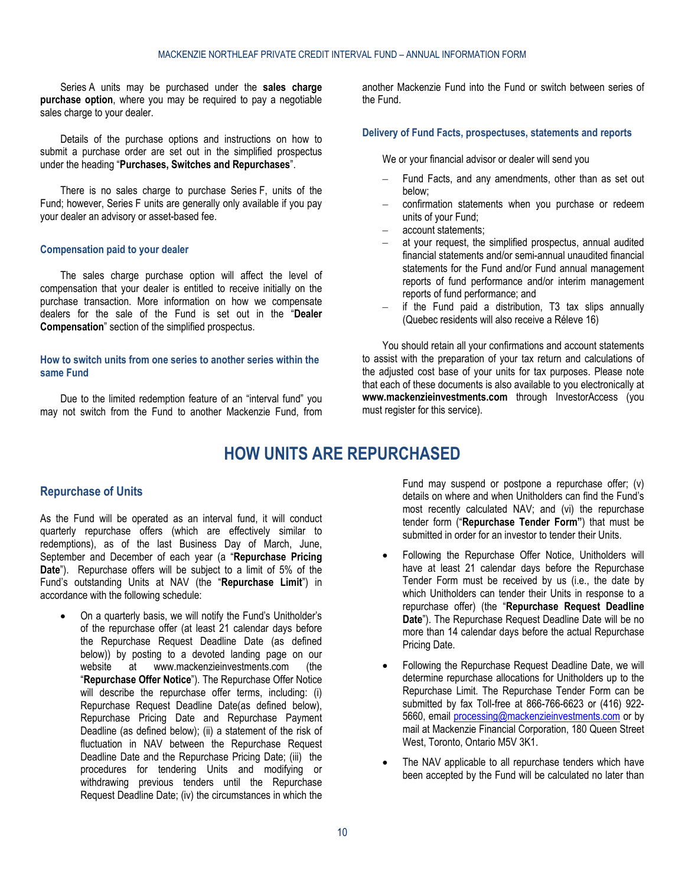Series A units may be purchased under the **sales charge purchase option**, where you may be required to pay a negotiable sales charge to your dealer.

Details of the purchase options and instructions on how to submit a purchase order are set out in the simplified prospectus under the heading "**Purchases, Switches and Repurchases**".

There is no sales charge to purchase Series F, units of the Fund; however, Series F units are generally only available if you pay your dealer an advisory or asset-based fee.

### Compensation paid to your dealer

The sales charge purchase option will affect the level of compensation that your dealer is entitled to receive initially on the purchase transaction. More information on how we compensate dealers for the sale of the Fund is set out in the "**Dealer Compensation**" section of the simplified prospectus.

### How to switch units from one series to another series within the same Fund

Due to the limited redemption feature of an "interval fund" you may not switch from the Fund to another Mackenzie Fund, from another Mackenzie Fund into the Fund or switch between series of the Fund.

### Delivery of Fund Facts, prospectuses, statements and reports

We or your financial advisor or dealer will send you

- Fund Facts, and any amendments, other than as set out below;
- confirmation statements when you purchase or redeem units of your Fund;
- account statements;
- at your request, the simplified prospectus, annual audited financial statements and/or semi-annual unaudited financial statements for the Fund and/or Fund annual management reports of fund performance and/or interim management reports of fund performance; and
- if the Fund paid a distribution, T3 tax slips annually (Quebec residents will also receive a Réleve 16)

You should retain all your confirmations and account statements to assist with the preparation of your tax return and calculations of the adjusted cost base of your units for tax purposes. Please note that each of these documents is also available to you electronically at **www.mackenzieinvestments.com** through InvestorAccess (you must register for this service).

# HOW UNITS ARE REPURCHASED

## Repurchase of Units

As the Fund will be operated as an interval fund, it will conduct quarterly repurchase offers (which are effectively similar to redemptions), as of the last Business Day of March, June, September and December of each year (a "**Repurchase Pricing Date**"). Repurchase offers will be subject to a limit of 5% of the Fund's outstanding Units at NAV (the "**Repurchase Limit**") in accordance with the following schedule:

- On a quarterly basis, we will notify the Fund's Unitholder's of the repurchase offer (at least 21 calendar days before the Repurchase Request Deadline Date (as defined below)) by posting to a devoted landing page on our website at www.mackenzieinvestments.com (the "**Repurchase Offer Notice**"). The Repurchase Offer Notice will describe the repurchase offer terms, including: (i) Repurchase Request Deadline Date(as defined below), Repurchase Pricing Date and Repurchase Payment Deadline (as defined below); (ii) a statement of the risk of fluctuation in NAV between the Repurchase Request Deadline Date and the Repurchase Pricing Date; (iii) the procedures for tendering Units and modifying or withdrawing previous tenders until the Repurchase Request Deadline Date; (iv) the circumstances in which the Fund may suspend or postpone a repurchase offer; (v) details on where and when Unitholders can find the Fund's most recently calculated NAV; and (vi) the repurchase tender form ("**Repurchase Tender Form**") that must be submitted in order for an investor to tender their Units.
- Following the Repurchase Offer Notice, Unitholders will have at least 21 calendar days before the Repurchase Tender Form must be received by us (i.e., the date by which Unitholders can tender their Units in response to a repurchase offer) (the "**Repurchase Request Deadline Date**"). The Repurchase Request Deadline Date will be no more than 14 calendar days before the actual Repurchase Pricing Date.
- Following the Repurchase Request Deadline Date, we will determine repurchase allocations for Unitholders up to the Repurchase Limit. The Repurchase Tender Form can be submitted by fax Toll-free at 866-766-6623 or (416) 922-5660, email processing@mackenzieinvestments.com or by mail at Mackenzie Financial Corporation, 180 Queen Street West, Toronto, Ontario M5V 3K1.
- The NAV applicable to all repurchase tenders which have been accepted by the Fund will be calculated no later than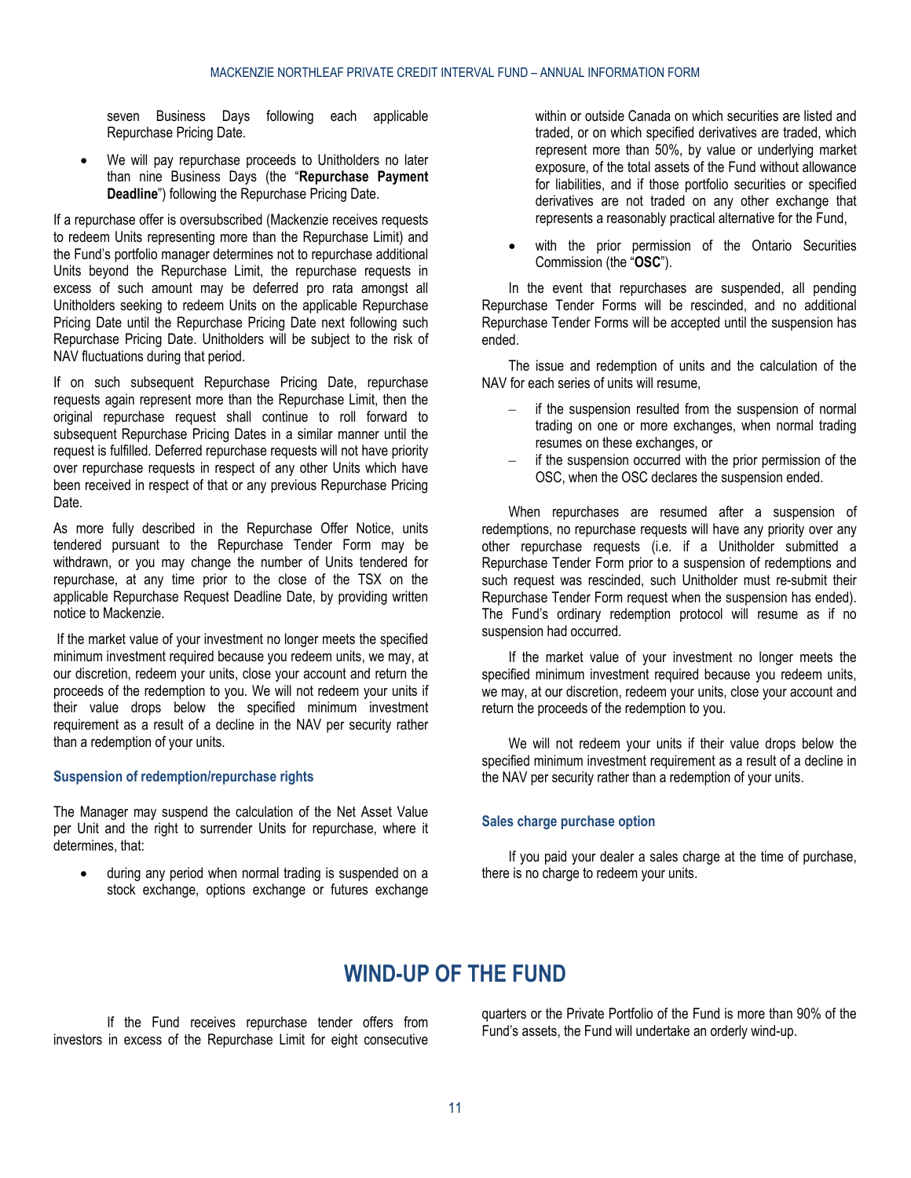seven Business Days following each applicable Repurchase Pricing Date.

- We will pay repurchase proceeds to Unitholders no later than nine Business Days (the "**Repurchase Payment Deadline**") following the Repurchase Pricing Date.

If a repurchase offer is oversubscribed (Mackenzie receives requests to redeem Units representing more than the Repurchase Limit) and the Fund's portfolio manager determines not to repurchase additional Units beyond the Repurchase Limit, the repurchase requests in excess of such amount may be deferred pro rata amongst all Unitholders seeking to redeem Units on the applicable Repurchase Pricing Date until the Repurchase Pricing Date next following such Repurchase Pricing Date. Unitholders will be subject to the risk of NAV fluctuations during that period.

If on such subsequent Repurchase Pricing Date, repurchase requests again represent more than the Repurchase Limit, then the original repurchase request shall continue to roll forward to subsequent Repurchase Pricing Dates in a similar manner until the request is fulfilled. Deferred repurchase requests will not have priority over repurchase requests in respect of any other Units which have been received in respect of that or any previous Repurchase Pricing Date.

As more fully described in the Repurchase Offer Notice, units tendered pursuant to the Repurchase Tender Form may be withdrawn, or you may change the number of Units tendered for repurchase, at any time prior to the close of the TSX on the applicable Repurchase Request Deadline Date, by providing written notice to Mackenzie.

If the market value of your investment no longer meets the specified minimum investment required because you redeem units, we may, at our discretion, redeem your units, close your account and return the proceeds of the redemption to you. We will not redeem your units if their value drops below the specified minimum investment requirement as a result of a decline in the NAV per security rather than a redemption of your units.

### Suspension of redemption/repurchase rights

The Manager may suspend the calculation of the Net Asset Value per Unit and the right to surrender Units for repurchase, where it determines, that:

- during any period when normal trading is suspended on a stock exchange, options exchange or futures exchange within or outside Canada on which securities are listed and traded, or on which specified derivatives are traded, which represent more than 50%, by value or underlying market exposure, of the total assets of the Fund without allowance for liabilities, and if those portfolio securities or specified derivatives are not traded on any other exchange that represents a reasonably practical alternative for the Fund,
- with the prior permission of the Ontario Securities Commission (the "**OSC**").

In the event that repurchases are suspended, all pending Repurchase Tender Forms will be rescinded, and no additional Repurchase Tender Forms will be accepted until the suspension has ended.

The issue and redemption of units and the calculation of the NAV for each series of units will resume,

- if the suspension resulted from the suspension of normal trading on one or more exchanges, when normal trading resumes on these exchanges, or
- if the suspension occurred with the prior permission of the OSC, when the OSC declares the suspension ended.

When repurchases are resumed after a suspension of redemptions, no repurchase requests will have any priority over any other repurchase requests (i.e. if a Unitholder submitted a Repurchase Tender Form prior to a suspension of redemptions and such request was rescinded, such Unitholder must re-submit their Repurchase Tender Form request when the suspension has ended). The Fund's ordinary redemption protocol will resume as if no suspension had occurred.

If the market value of your investment no longer meets the specified minimum investment required because you redeem units, we may, at our discretion, redeem your units, close your account and return the proceeds of the redemption to you.

We will not redeem your units if their value drops below the specified minimum investment requirement as a result of a decline in the NAV per security rather than a redemption of your units.

### Sales charge purchase option

If you paid your dealer a sales charge at the time of purchase, there is no charge to redeem your units.

## WIND-UP OF THE FUND

If the Fund receives repurchase tender offers from investors in excess of the Repurchase Limit for eight consecutive quarters or the Private Portfolio of the Fund is more than 90% of the Fund's assets, the Fund will undertake an orderly wind-up.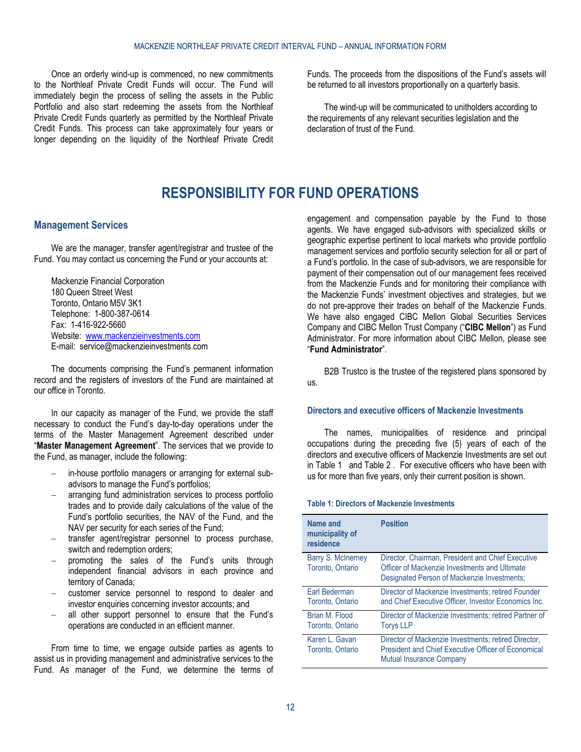Once an orderly wind-up is commenced, no new commitments to the Northleaf Private Credit Funds will occur. The Fund will immediately begin the process of selling the assets in the Public Portfolio and also start redeeming the assets from the Northleaf Private Credit Funds quarterly as permitted by the Northleaf Private Credit Funds. This process can take approximately four years or longer depending on the liquidity of the Northleaf Private Credit Funds. The proceeds from the dispositions of the Fund's assets will be returned to all investors proportionally on a quarterly basis.

The wind-up will be communicated to unitholders according to the requirements of any relevant securities legislation and the declaration of trust of the Fund.

# RESPONSIBILITY FOR FUND OPERATIONS

## Management Services

We are the manager, transfer agent/registrar and trustee of the Fund. You may contact us concerning the Fund or your accounts at:

Mackenzie Financial Corporation
180 Queen Street West
Toronto, Ontario M5V 3K1
Telephone: 1-800-387-0614
Fax: 1-416-922-5660
Website: www.mackenzieinvestments.com
E-mail: service@mackenzieinvestments.com

The documents comprising the Fund's permanent information record and the registers of investors of the Fund are maintained at our office in Toronto.

In our capacity as manager of the Fund, we provide the staff necessary to conduct the Fund's day-to-day operations under the terms of the Master Management Agreement described under "**Master Management Agreement**". The services that we provide to the Fund, as manager, include the following:

- in-house portfolio managers or arranging for external sub-advisors to manage the Fund's portfolios;
- arranging fund administration services to process portfolio trades and to provide daily calculations of the value of the Fund's portfolio securities, the NAV of the Fund, and the NAV per security for each series of the Fund;
- transfer agent/registrar personnel to process purchase, switch and redemption orders;
- promoting the sales of the Fund's units through independent financial advisors in each province and territory of Canada;
- customer service personnel to respond to dealer and investor enquiries concerning investor accounts; and
- all other support personnel to ensure that the Fund's operations are conducted in an efficient manner.

From time to time, we engage outside parties as agents to assist us in providing management and administrative services to the Fund. As manager of the Fund, we determine the terms of engagement and compensation payable by the Fund to those agents. We have engaged sub-advisors with specialized skills or geographic expertise pertinent to local markets who provide portfolio management services and portfolio security selection for all or part of a Fund's portfolio. In the case of sub-advisors, we are responsible for payment of their compensation out of our management fees received from the Mackenzie Funds and for monitoring their compliance with the Mackenzie Funds' investment objectives and strategies, but we do not pre-approve their trades on behalf of the Mackenzie Funds. We have also engaged CIBC Mellon Global Securities Services Company and CIBC Mellon Trust Company ("**CIBC Mellon**") as Fund Administrator. For more information about CIBC Mellon, please see "**Fund Administrator**".

B2B Trustco is the trustee of the registered plans sponsored by us.

### Directors and executive officers of Mackenzie Investments

The names, municipalities of residence and principal occupations during the preceding five (5) years of each of the directors and executive officers of Mackenzie Investments are set out in Table 1 and Table 2 . For executive officers who have been with us for more than five years, only their current position is shown.

**Table 1: Directors of Mackenzie Investments**

| Name and municipality of residence | Position |
|---|---|
| Barry S. McInerney Toronto, Ontario | Director, Chairman, President and Chief Executive Officer of Mackenzie Investments and Ultimate Designated Person of Mackenzie Investments; |
| Earl Bederman Toronto, Ontario | Director of Mackenzie Investments; retired Founder and Chief Executive Officer, Investor Economics Inc. |
| Brian M. Flood Toronto, Ontario | Director of Mackenzie Investments; retired Partner of Torys LLP |
| Karen L. Gavan Toronto, Ontario | Director of Mackenzie Investments; retired Director, President and Chief Executive Officer of Economical Mutual Insurance Company |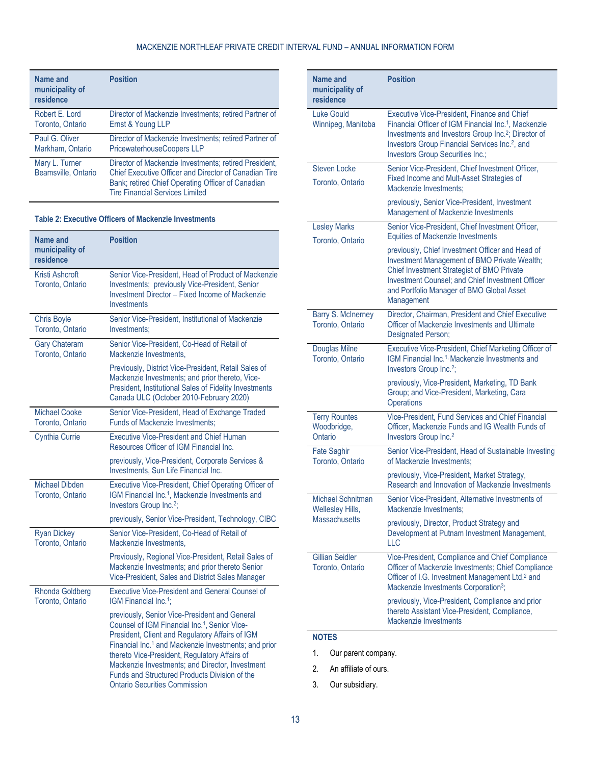| Name and municipality of residence | Position |
|---|---|
| Robert E. Lord<br>Toronto, Ontario | Director of Mackenzie Investments; retired Partner of Ernst & Young LLP |
| Paul G. Oliver<br>Markham, Ontario | Director of Mackenzie Investments; retired Partner of PricewaterhouseCoopers LLP |
| Mary L. Turner<br>Beamsville, Ontario | Director of Mackenzie Investments; retired President, Chief Executive Officer and Director of Canadian Tire Bank; retired Chief Operating Officer of Canadian Tire Financial Services Limited |

**Table 2: Executive Officers of Mackenzie Investments**

| Name and municipality of residence | Position |
|---|---|
| Kristi Ashcroft<br>Toronto, Ontario | Senior Vice-President, Head of Product of Mackenzie Investments; previously Vice-President, Senior Investment Director – Fixed Income of Mackenzie Investments |
| Chris Boyle<br>Toronto, Ontario | Senior Vice-President, Institutional of Mackenzie Investments; |
| Gary Chateram<br>Toronto, Ontario | Senior Vice-President, Co-Head of Retail of Mackenzie Investments,<br><br>Previously, District Vice-President, Retail Sales of Mackenzie Investments; and prior thereto, Vice-President, Institutional Sales of Fidelity Investments Canada ULC (October 2010-February 2020) |
| Michael Cooke<br>Toronto, Ontario | Senior Vice-President, Head of Exchange Traded Funds of Mackenzie Investments; |
| Cynthia Currie | Executive Vice-President and Chief Human Resources Officer of IGM Financial Inc.<br><br>previously, Vice-President, Corporate Services & Investments, Sun Life Financial Inc. |
| Michael Dibden<br>Toronto, Ontario | Executive Vice-President, Chief Operating Officer of IGM Financial Inc.[1], Mackenzie Investments and Investors Group Inc.[2];<br><br>previously, Senior Vice-President, Technology, CIBC |
| Ryan Dickey<br>Toronto, Ontario | Senior Vice-President, Co-Head of Retail of Mackenzie Investments,<br><br>Previously, Regional Vice-President, Retail Sales of Mackenzie Investments; and prior thereto Senior Vice-President, Sales and District Sales Manager |
| Rhonda Goldberg<br>Toronto, Ontario | Executive Vice-President and General Counsel of IGM Financial Inc.[1];<br><br>previously, Senior Vice-President and General Counsel of IGM Financial Inc.[1], Senior Vice-President, Client and Regulatory Affairs of IGM Financial Inc.[1] and Mackenzie Investments; and prior thereto Vice-President, Regulatory Affairs of Mackenzie Investments; and Director, Investment Funds and Structured Products Division of the Ontario Securities Commission |
| Luke Gould<br>Winnipeg, Manitoba | Executive Vice-President, Finance and Chief Financial Officer of IGM Financial Inc.[1], Mackenzie Investments and Investors Group Inc.[2]; Director of Investors Group Financial Services Inc.[2], and Investors Group Securities Inc.; |
| Steven Locke<br>Toronto, Ontario | Senior Vice-President, Chief Investment Officer, Fixed Income and Mult-Asset Strategies of Mackenzie Investments;<br><br>previously, Senior Vice-President, Investment Management of Mackenzie Investments |
| Lesley Marks<br>Toronto, Ontario | Senior Vice-President, Chief Investment Officer, Equities of Mackenzie Investments<br><br>previously, Chief Investment Officer and Head of Investment Management of BMO Private Wealth; Chief Investment Strategist of BMO Private Investment Counsel; and Chief Investment Officer and Portfolio Manager of BMO Global Asset Management |
| Barry S. McInerney<br>Toronto, Ontario | Director, Chairman, President and Chief Executive Officer of Mackenzie Investments and Ultimate Designated Person; |
| Douglas Milne<br>Toronto, Ontario | Executive Vice-President, Chief Marketing Officer of IGM Financial Inc.[1], Mackenzie Investments and Investors Group Inc.[2];<br><br>previously, Vice-President, Marketing, TD Bank Group; and Vice-President, Marketing, Cara Operations |
| Terry Rountes<br>Woodbridge, Ontario | Vice-President, Fund Services and Chief Financial Officer, Mackenzie Funds and IG Wealth Funds of Investors Group Inc.[2] |
| Fate Saghir<br>Toronto, Ontario | Senior Vice-President, Head of Sustainable Investing of Mackenzie Investments;<br><br>previously, Vice-President, Market Strategy, Research and Innovation of Mackenzie Investments |
| Michael Schnitman<br>Wellesley Hills, Massachusetts | Senior Vice-President, Alternative Investments of Mackenzie Investments;<br><br>previously, Director, Product Strategy and Development at Putnam Investment Management, LLC |
| Gillian Seidler<br>Toronto, Ontario | Vice-President, Compliance and Chief Compliance Officer of Mackenzie Investments; Chief Compliance Officer of I.G. Investment Management Ltd.[2] and Mackenzie Investments Corporation[3];<br><br>previously, Vice-President, Compliance and prior thereto Assistant Vice-President, Compliance, Mackenzie Investments |

**NOTES**

1. Our parent company.
2. An affiliate of ours.
3. Our subsidiary.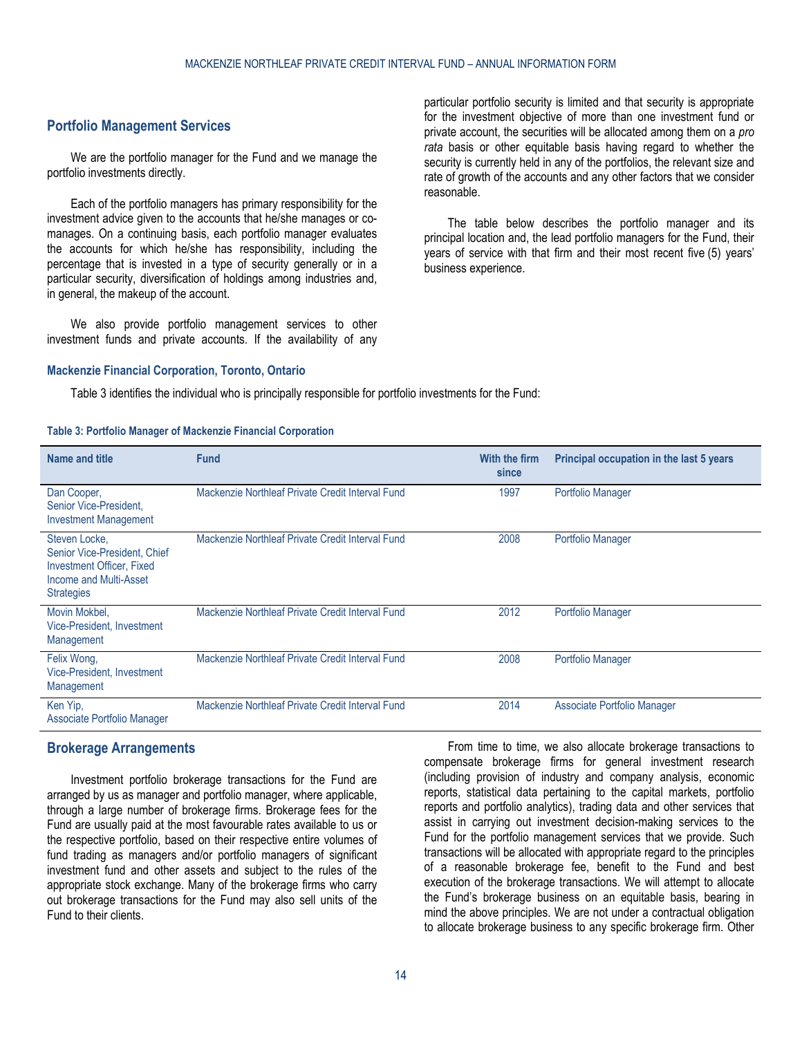## Portfolio Management Services

We are the portfolio manager for the Fund and we manage the portfolio investments directly.

Each of the portfolio managers has primary responsibility for the investment advice given to the accounts that he/she manages or co-manages. On a continuing basis, each portfolio manager evaluates the accounts for which he/she has responsibility, including the percentage that is invested in a type of security generally or in a particular security, diversification of holdings among industries and, in general, the makeup of the account.

We also provide portfolio management services to other investment funds and private accounts. If the availability of any particular portfolio security is limited and that security is appropriate for the investment objective of more than one investment fund or private account, the securities will be allocated among them on a *pro rata* basis or other equitable basis having regard to whether the security is currently held in any of the portfolios, the relevant size and rate of growth of the accounts and any other factors that we consider reasonable.

The table below describes the portfolio manager and its principal location and, the lead portfolio managers for the Fund, their years of service with that firm and their most recent five (5) years' business experience.

### Mackenzie Financial Corporation, Toronto, Ontario

Table 3 identifies the individual who is principally responsible for portfolio investments for the Fund:

**Table 3: Portfolio Manager of Mackenzie Financial Corporation**

| Name and title | Fund | With the firm since | Principal occupation in the last 5 years |
|---|---|---|---|
| Dan Cooper, Senior Vice-President, Investment Management | Mackenzie Northleaf Private Credit Interval Fund | 1997 | Portfolio Manager |
| Steven Locke, Senior Vice-President, Chief Investment Officer, Fixed Income and Multi-Asset Strategies | Mackenzie Northleaf Private Credit Interval Fund | 2008 | Portfolio Manager |
| Movin Mokbel, Vice-President, Investment Management | Mackenzie Northleaf Private Credit Interval Fund | 2012 | Portfolio Manager |
| Felix Wong, Vice-President, Investment Management | Mackenzie Northleaf Private Credit Interval Fund | 2008 | Portfolio Manager |
| Ken Yip, Associate Portfolio Manager | Mackenzie Northleaf Private Credit Interval Fund | 2014 | Associate Portfolio Manager |

## Brokerage Arrangements

Investment portfolio brokerage transactions for the Fund are arranged by us as manager and portfolio manager, where applicable, through a large number of brokerage firms. Brokerage fees for the Fund are usually paid at the most favourable rates available to us or the respective portfolio, based on their respective entire volumes of fund trading as managers and/or portfolio managers of significant investment fund and other assets and subject to the rules of the appropriate stock exchange. Many of the brokerage firms who carry out brokerage transactions for the Fund may also sell units of the Fund to their clients.

From time to time, we also allocate brokerage transactions to compensate brokerage firms for general investment research (including provision of industry and company analysis, economic reports, statistical data pertaining to the capital markets, portfolio reports and portfolio analytics), trading data and other services that assist in carrying out investment decision-making services to the Fund for the portfolio management services that we provide. Such transactions will be allocated with appropriate regard to the principles of a reasonable brokerage fee, benefit to the Fund and best execution of the brokerage transactions. We will attempt to allocate the Fund's brokerage business on an equitable basis, bearing in mind the above principles. We are not under a contractual obligation to allocate brokerage business to any specific brokerage firm. Other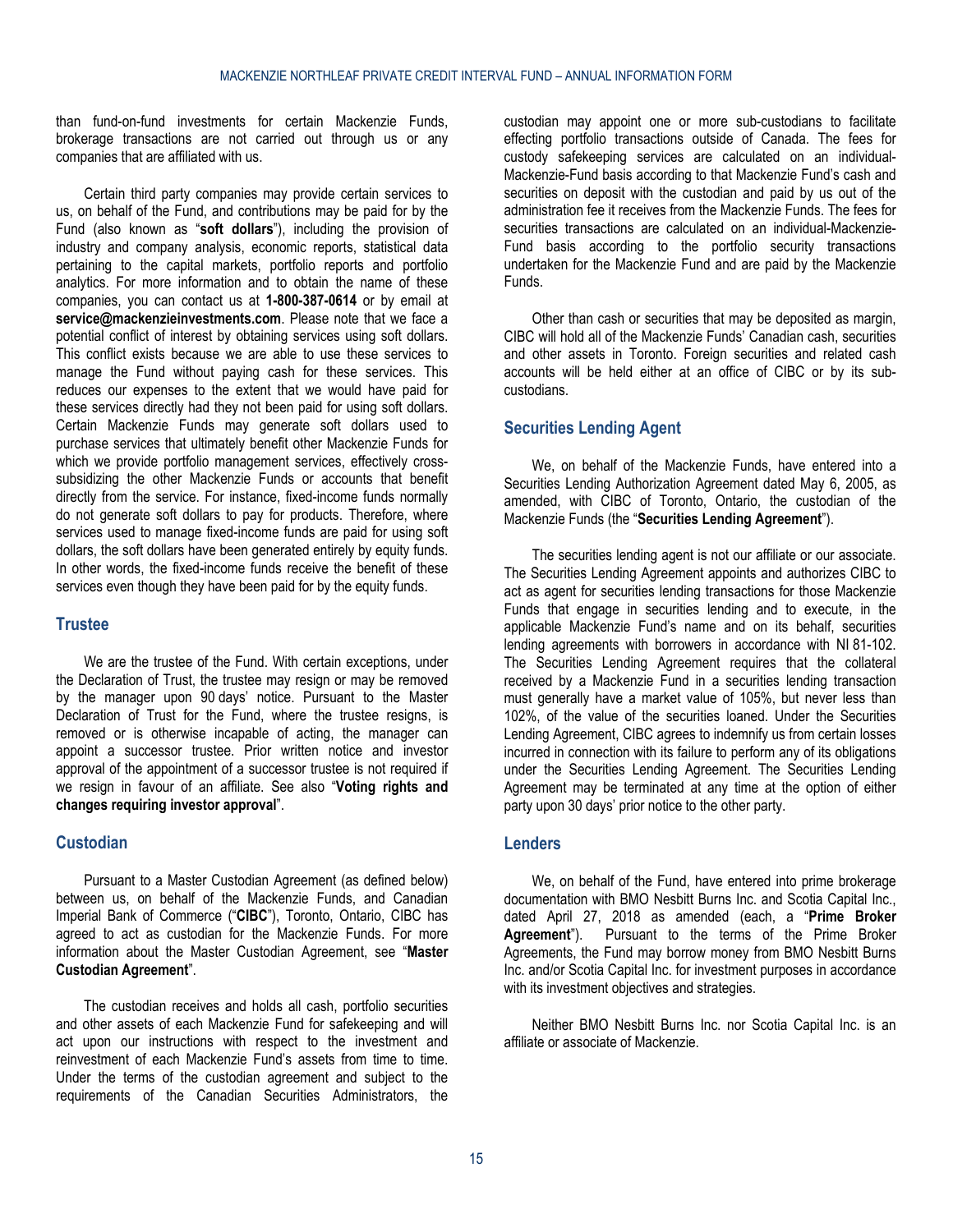than fund-on-fund investments for certain Mackenzie Funds, brokerage transactions are not carried out through us or any companies that are affiliated with us.

Certain third party companies may provide certain services to us, on behalf of the Fund, and contributions may be paid for by the Fund (also known as "**soft dollars**"), including the provision of industry and company analysis, economic reports, statistical data pertaining to the capital markets, portfolio reports and portfolio analytics. For more information and to obtain the name of these companies, you can contact us at **1-800-387-0614** or by email at **service@mackenzieinvestments.com**. Please note that we face a potential conflict of interest by obtaining services using soft dollars. This conflict exists because we are able to use these services to manage the Fund without paying cash for these services. This reduces our expenses to the extent that we would have paid for these services directly had they not been paid for using soft dollars. Certain Mackenzie Funds may generate soft dollars used to purchase services that ultimately benefit other Mackenzie Funds for which we provide portfolio management services, effectively cross-subsidizing the other Mackenzie Funds or accounts that benefit directly from the service. For instance, fixed-income funds normally do not generate soft dollars to pay for products. Therefore, where services used to manage fixed-income funds are paid for using soft dollars, the soft dollars have been generated entirely by equity funds. In other words, the fixed-income funds receive the benefit of these services even though they have been paid for by the equity funds.

## Trustee

We are the trustee of the Fund. With certain exceptions, under the Declaration of Trust, the trustee may resign or may be removed by the manager upon 90 days' notice. Pursuant to the Master Declaration of Trust for the Fund, where the trustee resigns, is removed or is otherwise incapable of acting, the manager can appoint a successor trustee. Prior written notice and investor approval of the appointment of a successor trustee is not required if we resign in favour of an affiliate. See also "**Voting rights and changes requiring investor approval**".

## Custodian

Pursuant to a Master Custodian Agreement (as defined below) between us, on behalf of the Mackenzie Funds, and Canadian Imperial Bank of Commerce ("**CIBC**"), Toronto, Ontario, CIBC has agreed to act as custodian for the Mackenzie Funds. For more information about the Master Custodian Agreement, see "**Master Custodian Agreement**".

The custodian receives and holds all cash, portfolio securities and other assets of each Mackenzie Fund for safekeeping and will act upon our instructions with respect to the investment and reinvestment of each Mackenzie Fund's assets from time to time. Under the terms of the custodian agreement and subject to the requirements of the Canadian Securities Administrators, the custodian may appoint one or more sub-custodians to facilitate effecting portfolio transactions outside of Canada. The fees for custody safekeeping services are calculated on an individual-Mackenzie-Fund basis according to that Mackenzie Fund's cash and securities on deposit with the custodian and paid by us out of the administration fee it receives from the Mackenzie Funds. The fees for securities transactions are calculated on an individual-Mackenzie-Fund basis according to the portfolio security transactions undertaken for the Mackenzie Fund and are paid by the Mackenzie Funds.

Other than cash or securities that may be deposited as margin, CIBC will hold all of the Mackenzie Funds' Canadian cash, securities and other assets in Toronto. Foreign securities and related cash accounts will be held either at an office of CIBC or by its sub-custodians.

## Securities Lending Agent

We, on behalf of the Mackenzie Funds, have entered into a Securities Lending Authorization Agreement dated May 6, 2005, as amended, with CIBC of Toronto, Ontario, the custodian of the Mackenzie Funds (the "**Securities Lending Agreement**").

The securities lending agent is not our affiliate or our associate. The Securities Lending Agreement appoints and authorizes CIBC to act as agent for securities lending transactions for those Mackenzie Funds that engage in securities lending and to execute, in the applicable Mackenzie Fund's name and on its behalf, securities lending agreements with borrowers in accordance with NI 81-102. The Securities Lending Agreement requires that the collateral received by a Mackenzie Fund in a securities lending transaction must generally have a market value of 105%, but never less than 102%, of the value of the securities loaned. Under the Securities Lending Agreement, CIBC agrees to indemnify us from certain losses incurred in connection with its failure to perform any of its obligations under the Securities Lending Agreement. The Securities Lending Agreement may be terminated at any time at the option of either party upon 30 days' prior notice to the other party.

## Lenders

We, on behalf of the Fund, have entered into prime brokerage documentation with BMO Nesbitt Burns Inc. and Scotia Capital Inc., dated April 27, 2018 as amended (each, a "**Prime Broker Agreement**"). Pursuant to the terms of the Prime Broker Agreements, the Fund may borrow money from BMO Nesbitt Burns Inc. and/or Scotia Capital Inc. for investment purposes in accordance with its investment objectives and strategies.

Neither BMO Nesbitt Burns Inc. nor Scotia Capital Inc. is an affiliate or associate of Mackenzie.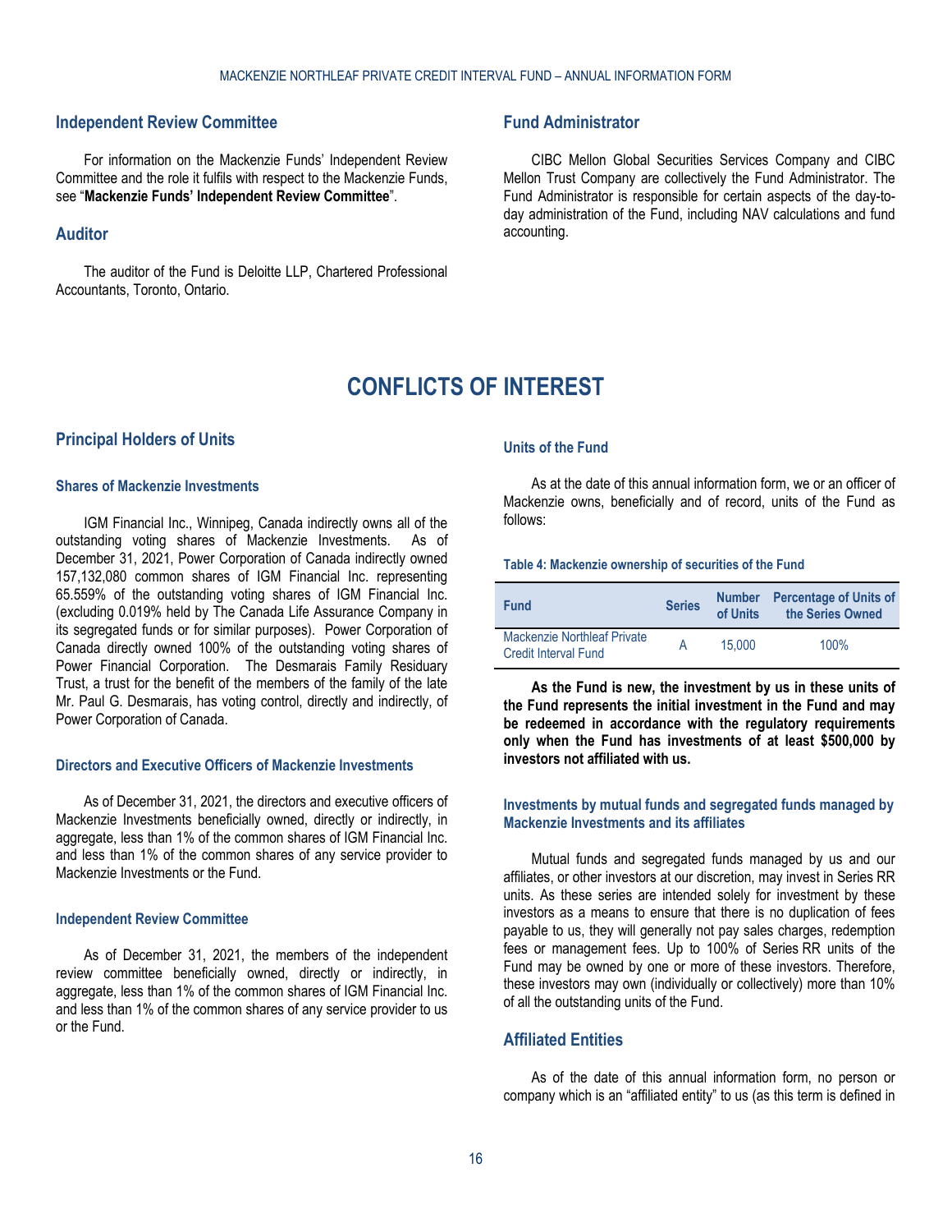## Independent Review Committee

For information on the Mackenzie Funds' Independent Review Committee and the role it fulfils with respect to the Mackenzie Funds, see "**Mackenzie Funds' Independent Review Committee**".

## Auditor

The auditor of the Fund is Deloitte LLP, Chartered Professional Accountants, Toronto, Ontario.

## Fund Administrator

CIBC Mellon Global Securities Services Company and CIBC Mellon Trust Company are collectively the Fund Administrator. The Fund Administrator is responsible for certain aspects of the day-to-day administration of the Fund, including NAV calculations and fund accounting.

# CONFLICTS OF INTEREST

## Principal Holders of Units

### Shares of Mackenzie Investments

IGM Financial Inc., Winnipeg, Canada indirectly owns all of the outstanding voting shares of Mackenzie Investments. As of December 31, 2021, Power Corporation of Canada indirectly owned 157,132,080 common shares of IGM Financial Inc. representing 65.559% of the outstanding voting shares of IGM Financial Inc. (excluding 0.019% held by The Canada Life Assurance Company in its segregated funds or for similar purposes). Power Corporation of Canada directly owned 100% of the outstanding voting shares of Power Financial Corporation. The Desmarais Family Residuary Trust, a trust for the benefit of the members of the family of the late Mr. Paul G. Desmarais, has voting control, directly and indirectly, of Power Corporation of Canada.

### Directors and Executive Officers of Mackenzie Investments

As of December 31, 2021, the directors and executive officers of Mackenzie Investments beneficially owned, directly or indirectly, in aggregate, less than 1% of the common shares of IGM Financial Inc. and less than 1% of the common shares of any service provider to Mackenzie Investments or the Fund.

### Independent Review Committee

As of December 31, 2021, the members of the independent review committee beneficially owned, directly or indirectly, in aggregate, less than 1% of the common shares of IGM Financial Inc. and less than 1% of the common shares of any service provider to us or the Fund.

### Units of the Fund

As at the date of this annual information form, we or an officer of Mackenzie owns, beneficially and of record, units of the Fund as follows:

**Table 4: Mackenzie ownership of securities of the Fund**

| Fund | Series | Number of Units | Percentage of Units of the Series Owned |
|---|---|---|---|
| Mackenzie Northleaf Private Credit Interval Fund | A | 15,000 | 100% |

**As the Fund is new, the investment by us in these units of the Fund represents the initial investment in the Fund and may be redeemed in accordance with the regulatory requirements only when the Fund has investments of at least $500,000 by investors not affiliated with us.**

### Investments by mutual funds and segregated funds managed by Mackenzie Investments and its affiliates

Mutual funds and segregated funds managed by us and our affiliates, or other investors at our discretion, may invest in Series RR units. As these series are intended solely for investment by these investors as a means to ensure that there is no duplication of fees payable to us, they will generally not pay sales charges, redemption fees or management fees. Up to 100% of Series RR units of the Fund may be owned by one or more of these investors. Therefore, these investors may own (individually or collectively) more than 10% of all the outstanding units of the Fund.

## Affiliated Entities

As of the date of this annual information form, no person or company which is an "affiliated entity" to us (as this term is defined in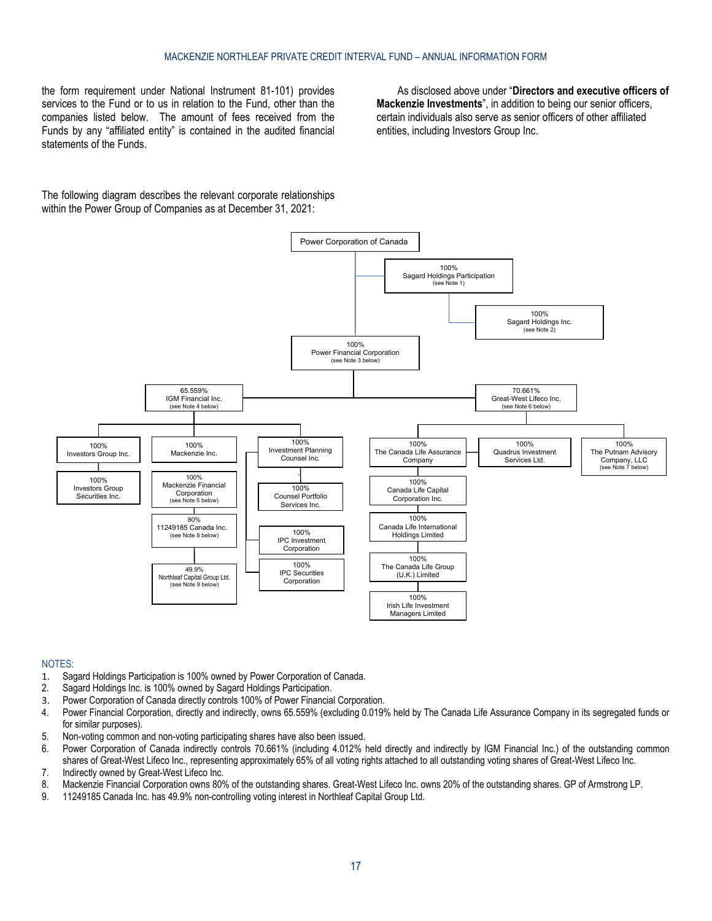the form requirement under National Instrument 81-101) provides services to the Fund or to us in relation to the Fund, other than the companies listed below. The amount of fees received from the Funds by any "affiliated entity" is contained in the audited financial statements of the Funds.

As disclosed above under "**Directors and executive officers of Mackenzie Investments**", in addition to being our senior officers, certain individuals also serve as senior officers of other affiliated entities, including Investors Group Inc.

The following diagram describes the relevant corporate relationships within the Power Group of Companies as at December 31, 2021:

- Power Corporation of Canada
  - 100% Sagard Holdings Participation (see Note 1)
    - 100% Sagard Holdings Inc. (see Note 2)
  - 100% Power Financial Corporation (see Note 3 below)
    - 65.559% IGM Financial Inc. (see Note 4 below)
      - 100% Investors Group Inc.
        - 100% Investors Group Securities Inc.
      - 100% Mackenzie Inc.
        - 100% Mackenzie Financial Corporation (see Note 5 below)
          - 80% 11249185 Canada Inc. (see Note 8 below)
            - 49.9% Northleaf Capital Group Ltd. (see Note 9 below)
      - 100% Investment Planning Counsel Inc.
        - 100% Counsel Portfolio Services Inc.
        - 100% IPC Investment Corporation
        - 100% IPC Securities Corporation
    - 70.661% Great-West Lifeco Inc. (see Note 6 below)
      - 100% The Canada Life Assurance Company
        - 100% Canada Life Capital Corporation Inc.
          - 100% Canada Life International Holdings Limited
            - 100% The Canada Life Group (U.K.) Limited
              - 100% Irish Life Investment Managers Limited
        - 100% Quadrus Investment Services Ltd.
      - 100% The Putnam Advisory Company, LLC (see Note 7 below)

NOTES:

1. Sagard Holdings Participation is 100% owned by Power Corporation of Canada.
2. Sagard Holdings Inc. is 100% owned by Sagard Holdings Participation.
3. Power Corporation of Canada directly controls 100% of Power Financial Corporation.
4. Power Financial Corporation, directly and indirectly, owns 65.559% (excluding 0.019% held by The Canada Life Assurance Company in its segregated funds or for similar purposes).
5. Non-voting common and non-voting participating shares have also been issued.
6. Power Corporation of Canada indirectly controls 70.661% (including 4.012% held directly and indirectly by IGM Financial Inc.) of the outstanding common shares of Great-West Lifeco Inc., representing approximately 65% of all voting rights attached to all outstanding voting shares of Great-West Lifeco Inc.
7. Indirectly owned by Great-West Lifeco Inc.
8. Mackenzie Financial Corporation owns 80% of the outstanding shares. Great-West Lifeco Inc. owns 20% of the outstanding shares. GP of Armstrong LP.
9. 11249185 Canada Inc. has 49.9% non-controlling voting interest in Northleaf Capital Group Ltd.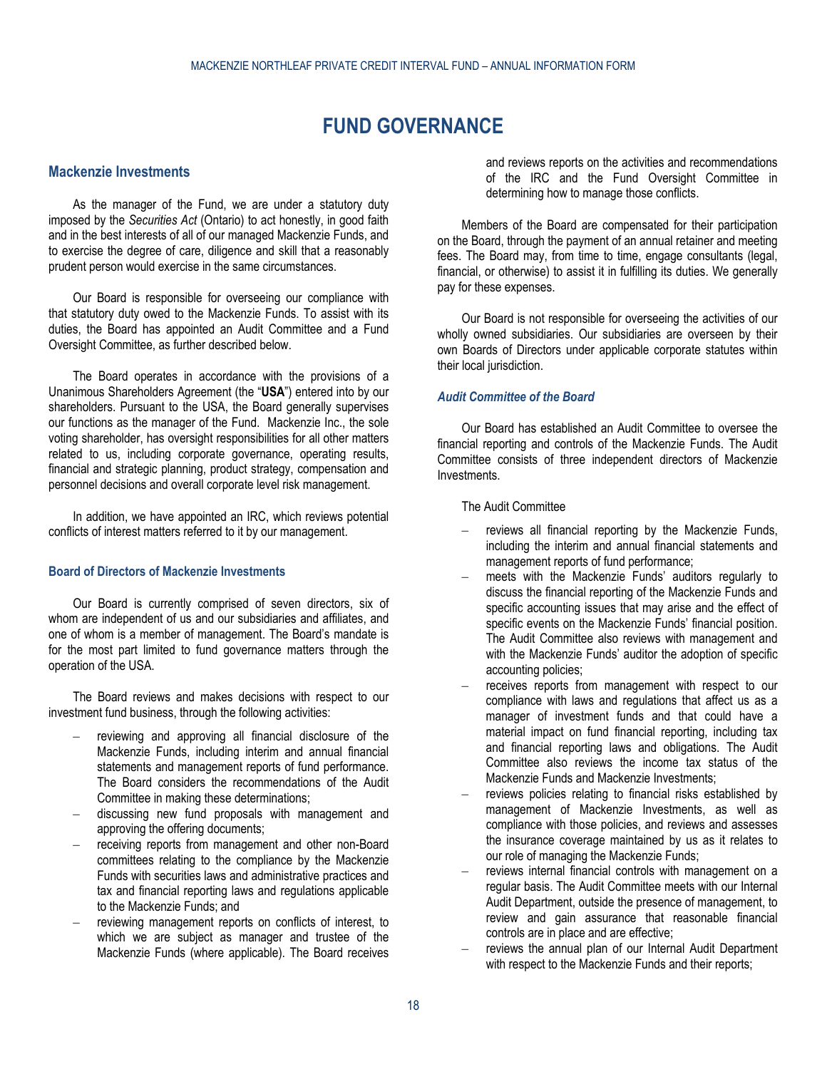# FUND GOVERNANCE

## Mackenzie Investments

As the manager of the Fund, we are under a statutory duty imposed by the *Securities Act* (Ontario) to act honestly, in good faith and in the best interests of all of our managed Mackenzie Funds, and to exercise the degree of care, diligence and skill that a reasonably prudent person would exercise in the same circumstances.

Our Board is responsible for overseeing our compliance with that statutory duty owed to the Mackenzie Funds. To assist with its duties, the Board has appointed an Audit Committee and a Fund Oversight Committee, as further described below.

The Board operates in accordance with the provisions of a Unanimous Shareholders Agreement (the "**USA**") entered into by our shareholders. Pursuant to the USA, the Board generally supervises our functions as the manager of the Fund. Mackenzie Inc., the sole voting shareholder, has oversight responsibilities for all other matters related to us, including corporate governance, operating results, financial and strategic planning, product strategy, compensation and personnel decisions and overall corporate level risk management.

In addition, we have appointed an IRC, which reviews potential conflicts of interest matters referred to it by our management.

### Board of Directors of Mackenzie Investments

Our Board is currently comprised of seven directors, six of whom are independent of us and our subsidiaries and affiliates, and one of whom is a member of management. The Board's mandate is for the most part limited to fund governance matters through the operation of the USA.

The Board reviews and makes decisions with respect to our investment fund business, through the following activities:

- reviewing and approving all financial disclosure of the Mackenzie Funds, including interim and annual financial statements and management reports of fund performance. The Board considers the recommendations of the Audit Committee in making these determinations;
- discussing new fund proposals with management and approving the offering documents;
- receiving reports from management and other non-Board committees relating to the compliance by the Mackenzie Funds with securities laws and administrative practices and tax and financial reporting laws and regulations applicable to the Mackenzie Funds; and
- reviewing management reports on conflicts of interest, to which we are subject as manager and trustee of the Mackenzie Funds (where applicable). The Board receives and reviews reports on the activities and recommendations of the IRC and the Fund Oversight Committee in determining how to manage those conflicts.

Members of the Board are compensated for their participation on the Board, through the payment of an annual retainer and meeting fees. The Board may, from time to time, engage consultants (legal, financial, or otherwise) to assist it in fulfilling its duties. We generally pay for these expenses.

Our Board is not responsible for overseeing the activities of our wholly owned subsidiaries. Our subsidiaries are overseen by their own Boards of Directors under applicable corporate statutes within their local jurisdiction.

#### *Audit Committee of the Board*

Our Board has established an Audit Committee to oversee the financial reporting and controls of the Mackenzie Funds. The Audit Committee consists of three independent directors of Mackenzie Investments.

The Audit Committee

- reviews all financial reporting by the Mackenzie Funds, including the interim and annual financial statements and management reports of fund performance;
- meets with the Mackenzie Funds' auditors regularly to discuss the financial reporting of the Mackenzie Funds and specific accounting issues that may arise and the effect of specific events on the Mackenzie Funds' financial position. The Audit Committee also reviews with management and with the Mackenzie Funds' auditor the adoption of specific accounting policies;
- receives reports from management with respect to our compliance with laws and regulations that affect us as a manager of investment funds and that could have a material impact on fund financial reporting, including tax and financial reporting laws and obligations. The Audit Committee also reviews the income tax status of the Mackenzie Funds and Mackenzie Investments;
- reviews policies relating to financial risks established by management of Mackenzie Investments, as well as compliance with those policies, and reviews and assesses the insurance coverage maintained by us as it relates to our role of managing the Mackenzie Funds;
- reviews internal financial controls with management on a regular basis. The Audit Committee meets with our Internal Audit Department, outside the presence of management, to review and gain assurance that reasonable financial controls are in place and are effective;
- reviews the annual plan of our Internal Audit Department with respect to the Mackenzie Funds and their reports;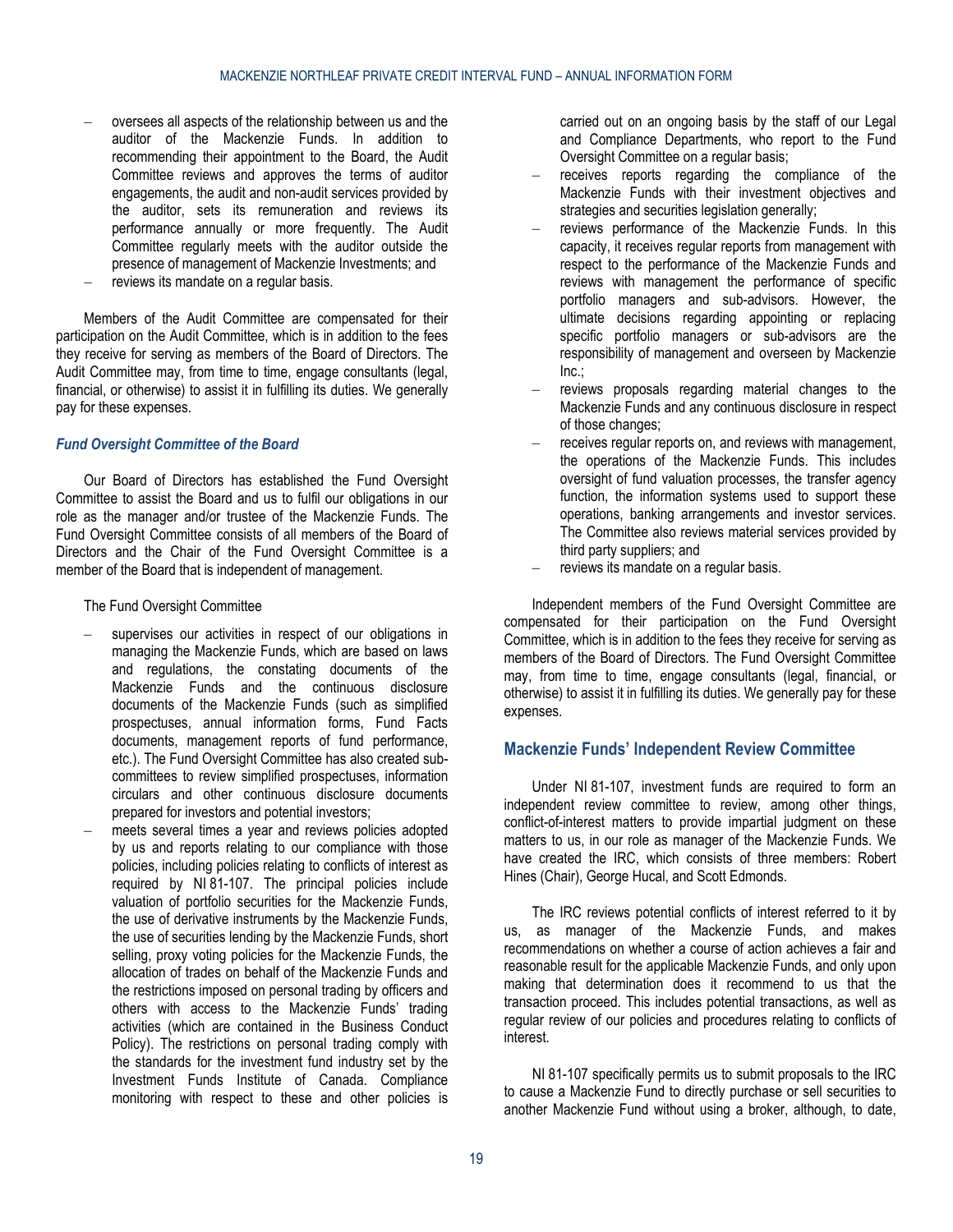- oversees all aspects of the relationship between us and the auditor of the Mackenzie Funds. In addition to recommending their appointment to the Board, the Audit Committee reviews and approves the terms of auditor engagements, the audit and non-audit services provided by the auditor, sets its remuneration and reviews its performance annually or more frequently. The Audit Committee regularly meets with the auditor outside the presence of management of Mackenzie Investments; and
- reviews its mandate on a regular basis.

Members of the Audit Committee are compensated for their participation on the Audit Committee, which is in addition to the fees they receive for serving as members of the Board of Directors. The Audit Committee may, from time to time, engage consultants (legal, financial, or otherwise) to assist it in fulfilling its duties. We generally pay for these expenses.

### *Fund Oversight Committee of the Board*

Our Board of Directors has established the Fund Oversight Committee to assist the Board and us to fulfil our obligations in our role as the manager and/or trustee of the Mackenzie Funds. The Fund Oversight Committee consists of all members of the Board of Directors and the Chair of the Fund Oversight Committee is a member of the Board that is independent of management.

The Fund Oversight Committee

- supervises our activities in respect of our obligations in managing the Mackenzie Funds, which are based on laws and regulations, the constating documents of the Mackenzie Funds and the continuous disclosure documents of the Mackenzie Funds (such as simplified prospectuses, annual information forms, Fund Facts documents, management reports of fund performance, etc.). The Fund Oversight Committee has also created sub-committees to review simplified prospectuses, information circulars and other continuous disclosure documents prepared for investors and potential investors;
- meets several times a year and reviews policies adopted by us and reports relating to our compliance with those policies, including policies relating to conflicts of interest as required by NI 81-107. The principal policies include valuation of portfolio securities for the Mackenzie Funds, the use of derivative instruments by the Mackenzie Funds, the use of securities lending by the Mackenzie Funds, short selling, proxy voting policies for the Mackenzie Funds, the allocation of trades on behalf of the Mackenzie Funds and the restrictions imposed on personal trading by officers and others with access to the Mackenzie Funds' trading activities (which are contained in the Business Conduct Policy). The restrictions on personal trading comply with the standards for the investment fund industry set by the Investment Funds Institute of Canada. Compliance monitoring with respect to these and other policies is carried out on an ongoing basis by the staff of our Legal and Compliance Departments, who report to the Fund Oversight Committee on a regular basis;
- receives reports regarding the compliance of the Mackenzie Funds with their investment objectives and strategies and securities legislation generally;
- reviews performance of the Mackenzie Funds. In this capacity, it receives regular reports from management with respect to the performance of the Mackenzie Funds and reviews with management the performance of specific portfolio managers and sub-advisors. However, the ultimate decisions regarding appointing or replacing specific portfolio managers or sub-advisors are the responsibility of management and overseen by Mackenzie Inc.;
- reviews proposals regarding material changes to the Mackenzie Funds and any continuous disclosure in respect of those changes;
- receives regular reports on, and reviews with management, the operations of the Mackenzie Funds. This includes oversight of fund valuation processes, the transfer agency function, the information systems used to support these operations, banking arrangements and investor services. The Committee also reviews material services provided by third party suppliers; and
- reviews its mandate on a regular basis.

Independent members of the Fund Oversight Committee are compensated for their participation on the Fund Oversight Committee, which is in addition to the fees they receive for serving as members of the Board of Directors. The Fund Oversight Committee may, from time to time, engage consultants (legal, financial, or otherwise) to assist it in fulfilling its duties. We generally pay for these expenses.

## Mackenzie Funds' Independent Review Committee

Under NI 81-107, investment funds are required to form an independent review committee to review, among other things, conflict-of-interest matters to provide impartial judgment on these matters to us, in our role as manager of the Mackenzie Funds. We have created the IRC, which consists of three members: Robert Hines (Chair), George Hucal, and Scott Edmonds.

The IRC reviews potential conflicts of interest referred to it by us, as manager of the Mackenzie Funds, and makes recommendations on whether a course of action achieves a fair and reasonable result for the applicable Mackenzie Funds, and only upon making that determination does it recommend to us that the transaction proceed. This includes potential transactions, as well as regular review of our policies and procedures relating to conflicts of interest.

NI 81-107 specifically permits us to submit proposals to the IRC to cause a Mackenzie Fund to directly purchase or sell securities to another Mackenzie Fund without using a broker, although, to date,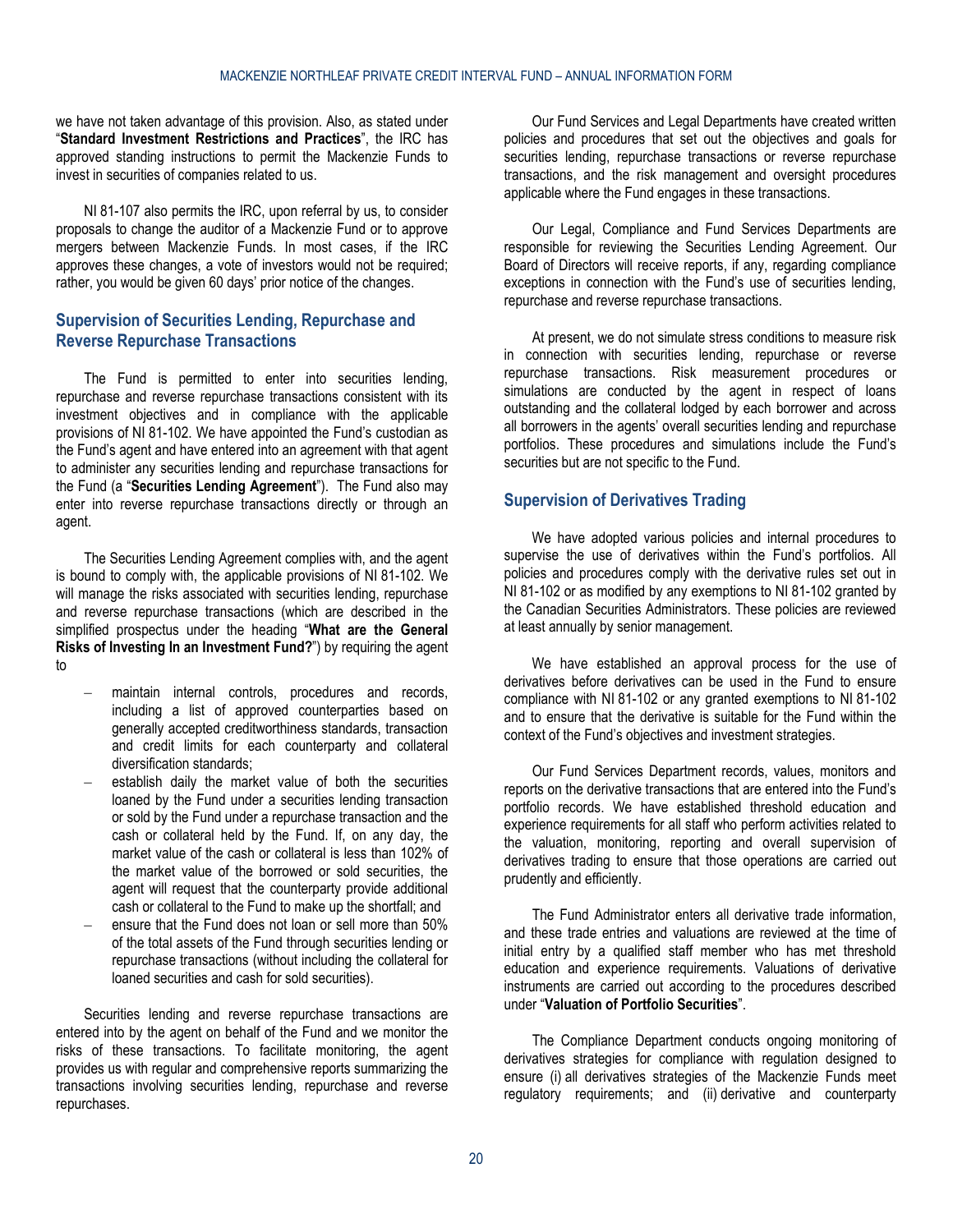we have not taken advantage of this provision. Also, as stated under "**Standard Investment Restrictions and Practices**", the IRC has approved standing instructions to permit the Mackenzie Funds to invest in securities of companies related to us.

NI 81-107 also permits the IRC, upon referral by us, to consider proposals to change the auditor of a Mackenzie Fund or to approve mergers between Mackenzie Funds. In most cases, if the IRC approves these changes, a vote of investors would not be required; rather, you would be given 60 days' prior notice of the changes.

## Supervision of Securities Lending, Repurchase and Reverse Repurchase Transactions

The Fund is permitted to enter into securities lending, repurchase and reverse repurchase transactions consistent with its investment objectives and in compliance with the applicable provisions of NI 81-102. We have appointed the Fund's custodian as the Fund's agent and have entered into an agreement with that agent to administer any securities lending and repurchase transactions for the Fund (a "**Securities Lending Agreement**"). The Fund also may enter into reverse repurchase transactions directly or through an agent.

The Securities Lending Agreement complies with, and the agent is bound to comply with, the applicable provisions of NI 81-102. We will manage the risks associated with securities lending, repurchase and reverse repurchase transactions (which are described in the simplified prospectus under the heading "**What are the General Risks of Investing In an Investment Fund?**") by requiring the agent to

- maintain internal controls, procedures and records, including a list of approved counterparties based on generally accepted creditworthiness standards, transaction and credit limits for each counterparty and collateral diversification standards;
- establish daily the market value of both the securities loaned by the Fund under a securities lending transaction or sold by the Fund under a repurchase transaction and the cash or collateral held by the Fund. If, on any day, the market value of the cash or collateral is less than 102% of the market value of the borrowed or sold securities, the agent will request that the counterparty provide additional cash or collateral to the Fund to make up the shortfall; and
- ensure that the Fund does not loan or sell more than 50% of the total assets of the Fund through securities lending or repurchase transactions (without including the collateral for loaned securities and cash for sold securities).

Securities lending and reverse repurchase transactions are entered into by the agent on behalf of the Fund and we monitor the risks of these transactions. To facilitate monitoring, the agent provides us with regular and comprehensive reports summarizing the transactions involving securities lending, repurchase and reverse repurchases.

Our Fund Services and Legal Departments have created written policies and procedures that set out the objectives and goals for securities lending, repurchase transactions or reverse repurchase transactions, and the risk management and oversight procedures applicable where the Fund engages in these transactions.

Our Legal, Compliance and Fund Services Departments are responsible for reviewing the Securities Lending Agreement. Our Board of Directors will receive reports, if any, regarding compliance exceptions in connection with the Fund's use of securities lending, repurchase and reverse repurchase transactions.

At present, we do not simulate stress conditions to measure risk in connection with securities lending, repurchase or reverse repurchase transactions. Risk measurement procedures or simulations are conducted by the agent in respect of loans outstanding and the collateral lodged by each borrower and across all borrowers in the agents' overall securities lending and repurchase portfolios. These procedures and simulations include the Fund's securities but are not specific to the Fund.

## Supervision of Derivatives Trading

We have adopted various policies and internal procedures to supervise the use of derivatives within the Fund's portfolios. All policies and procedures comply with the derivative rules set out in NI 81-102 or as modified by any exemptions to NI 81-102 granted by the Canadian Securities Administrators. These policies are reviewed at least annually by senior management.

We have established an approval process for the use of derivatives before derivatives can be used in the Fund to ensure compliance with NI 81-102 or any granted exemptions to NI 81-102 and to ensure that the derivative is suitable for the Fund within the context of the Fund's objectives and investment strategies.

Our Fund Services Department records, values, monitors and reports on the derivative transactions that are entered into the Fund's portfolio records. We have established threshold education and experience requirements for all staff who perform activities related to the valuation, monitoring, reporting and overall supervision of derivatives trading to ensure that those operations are carried out prudently and efficiently.

The Fund Administrator enters all derivative trade information, and these trade entries and valuations are reviewed at the time of initial entry by a qualified staff member who has met threshold education and experience requirements. Valuations of derivative instruments are carried out according to the procedures described under "**Valuation of Portfolio Securities**".

The Compliance Department conducts ongoing monitoring of derivatives strategies for compliance with regulation designed to ensure (i) all derivatives strategies of the Mackenzie Funds meet regulatory requirements; and (ii) derivative and counterparty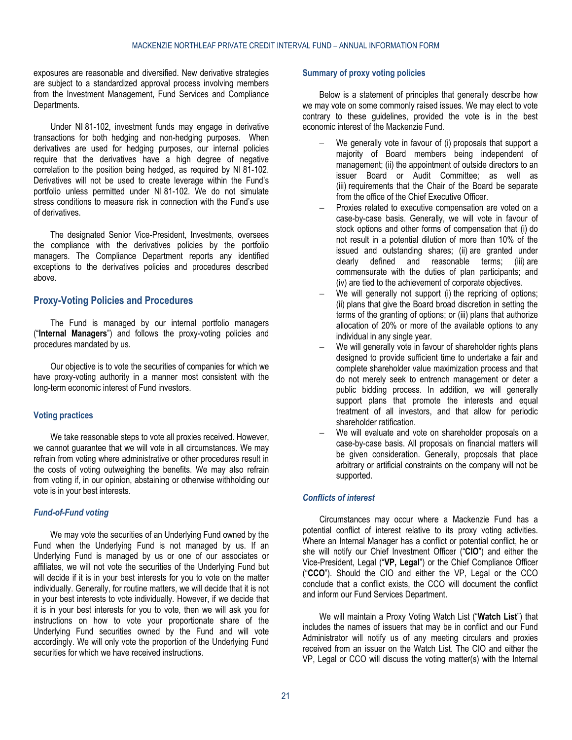exposures are reasonable and diversified. New derivative strategies are subject to a standardized approval process involving members from the Investment Management, Fund Services and Compliance Departments.

Under NI 81-102, investment funds may engage in derivative transactions for both hedging and non-hedging purposes. When derivatives are used for hedging purposes, our internal policies require that the derivatives have a high degree of negative correlation to the position being hedged, as required by NI 81-102. Derivatives will not be used to create leverage within the Fund's portfolio unless permitted under NI 81-102. We do not simulate stress conditions to measure risk in connection with the Fund's use of derivatives.

The designated Senior Vice-President, Investments, oversees the compliance with the derivatives policies by the portfolio managers. The Compliance Department reports any identified exceptions to the derivatives policies and procedures described above.

## Proxy-Voting Policies and Procedures

The Fund is managed by our internal portfolio managers ("**Internal Managers**") and follows the proxy-voting policies and procedures mandated by us.

Our objective is to vote the securities of companies for which we have proxy-voting authority in a manner most consistent with the long-term economic interest of Fund investors.

### Voting practices

We take reasonable steps to vote all proxies received. However, we cannot guarantee that we will vote in all circumstances. We may refrain from voting where administrative or other procedures result in the costs of voting outweighing the benefits. We may also refrain from voting if, in our opinion, abstaining or otherwise withholding our vote is in your best interests.

#### *Fund-of-Fund voting*

We may vote the securities of an Underlying Fund owned by the Fund when the Underlying Fund is not managed by us. If an Underlying Fund is managed by us or one of our associates or affiliates, we will not vote the securities of the Underlying Fund but will decide if it is in your best interests for you to vote on the matter individually. Generally, for routine matters, we will decide that it is not in your best interests to vote individually. However, if we decide that it is in your best interests for you to vote, then we will ask you for instructions on how to vote your proportionate share of the Underlying Fund securities owned by the Fund and will vote accordingly. We will only vote the proportion of the Underlying Fund securities for which we have received instructions.

### Summary of proxy voting policies

Below is a statement of principles that generally describe how we may vote on some commonly raised issues. We may elect to vote contrary to these guidelines, provided the vote is in the best economic interest of the Mackenzie Fund.

- We generally vote in favour of (i) proposals that support a majority of Board members being independent of management; (ii) the appointment of outside directors to an issuer Board or Audit Committee; as well as (iii) requirements that the Chair of the Board be separate from the office of the Chief Executive Officer.
- Proxies related to executive compensation are voted on a case-by-case basis. Generally, we will vote in favour of stock options and other forms of compensation that (i) do not result in a potential dilution of more than 10% of the issued and outstanding shares; (ii) are granted under clearly defined and reasonable terms; (iii) are commensurate with the duties of plan participants; and (iv) are tied to the achievement of corporate objectives.
- We will generally not support (i) the repricing of options; (ii) plans that give the Board broad discretion in setting the terms of the granting of options; or (iii) plans that authorize allocation of 20% or more of the available options to any individual in any single year.
- We will generally vote in favour of shareholder rights plans designed to provide sufficient time to undertake a fair and complete shareholder value maximization process and that do not merely seek to entrench management or deter a public bidding process. In addition, we will generally support plans that promote the interests and equal treatment of all investors, and that allow for periodic shareholder ratification.
- We will evaluate and vote on shareholder proposals on a case-by-case basis. All proposals on financial matters will be given consideration. Generally, proposals that place arbitrary or artificial constraints on the company will not be supported.

#### *Conflicts of interest*

Circumstances may occur where a Mackenzie Fund has a potential conflict of interest relative to its proxy voting activities. Where an Internal Manager has a conflict or potential conflict, he or she will notify our Chief Investment Officer ("**CIO**") and either the Vice-President, Legal ("**VP, Legal**") or the Chief Compliance Officer ("**CCO**"). Should the CIO and either the VP, Legal or the CCO conclude that a conflict exists, the CCO will document the conflict and inform our Fund Services Department.

We will maintain a Proxy Voting Watch List ("**Watch List**") that includes the names of issuers that may be in conflict and our Fund Administrator will notify us of any meeting circulars and proxies received from an issuer on the Watch List. The CIO and either the VP, Legal or CCO will discuss the voting matter(s) with the Internal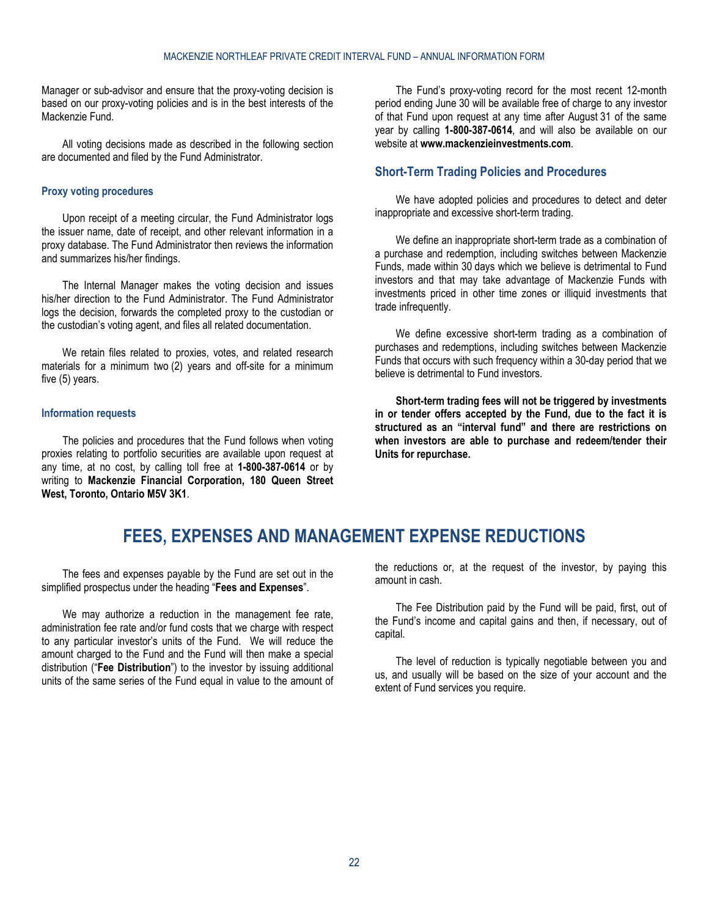Manager or sub-advisor and ensure that the proxy-voting decision is based on our proxy-voting policies and is in the best interests of the Mackenzie Fund.

All voting decisions made as described in the following section are documented and filed by the Fund Administrator.

### Proxy voting procedures

Upon receipt of a meeting circular, the Fund Administrator logs the issuer name, date of receipt, and other relevant information in a proxy database. The Fund Administrator then reviews the information and summarizes his/her findings.

The Internal Manager makes the voting decision and issues his/her direction to the Fund Administrator. The Fund Administrator logs the decision, forwards the completed proxy to the custodian or the custodian's voting agent, and files all related documentation.

We retain files related to proxies, votes, and related research materials for a minimum two (2) years and off-site for a minimum five (5) years.

### Information requests

The policies and procedures that the Fund follows when voting proxies relating to portfolio securities are available upon request at any time, at no cost, by calling toll free at **1-800-387-0614** or by writing to **Mackenzie Financial Corporation, 180 Queen Street West, Toronto, Ontario M5V 3K1**.

The Fund's proxy-voting record for the most recent 12-month period ending June 30 will be available free of charge to any investor of that Fund upon request at any time after August 31 of the same year by calling **1-800-387-0614**, and will also be available on our website at **www.mackenzieinvestments.com**.

## Short-Term Trading Policies and Procedures

We have adopted policies and procedures to detect and deter inappropriate and excessive short-term trading.

We define an inappropriate short-term trade as a combination of a purchase and redemption, including switches between Mackenzie Funds, made within 30 days which we believe is detrimental to Fund investors and that may take advantage of Mackenzie Funds with investments priced in other time zones or illiquid investments that trade infrequently.

We define excessive short-term trading as a combination of purchases and redemptions, including switches between Mackenzie Funds that occurs with such frequency within a 30-day period that we believe is detrimental to Fund investors.

**Short-term trading fees will not be triggered by investments in or tender offers accepted by the Fund, due to the fact it is structured as an "interval fund" and there are restrictions on when investors are able to purchase and redeem/tender their Units for repurchase.**

# FEES, EXPENSES AND MANAGEMENT EXPENSE REDUCTIONS

The fees and expenses payable by the Fund are set out in the simplified prospectus under the heading "**Fees and Expenses**".

We may authorize a reduction in the management fee rate, administration fee rate and/or fund costs that we charge with respect to any particular investor's units of the Fund. We will reduce the amount charged to the Fund and the Fund will then make a special distribution ("**Fee Distribution**") to the investor by issuing additional units of the same series of the Fund equal in value to the amount of the reductions or, at the request of the investor, by paying this amount in cash.

The Fee Distribution paid by the Fund will be paid, first, out of the Fund's income and capital gains and then, if necessary, out of capital.

The level of reduction is typically negotiable between you and us, and usually will be based on the size of your account and the extent of Fund services you require.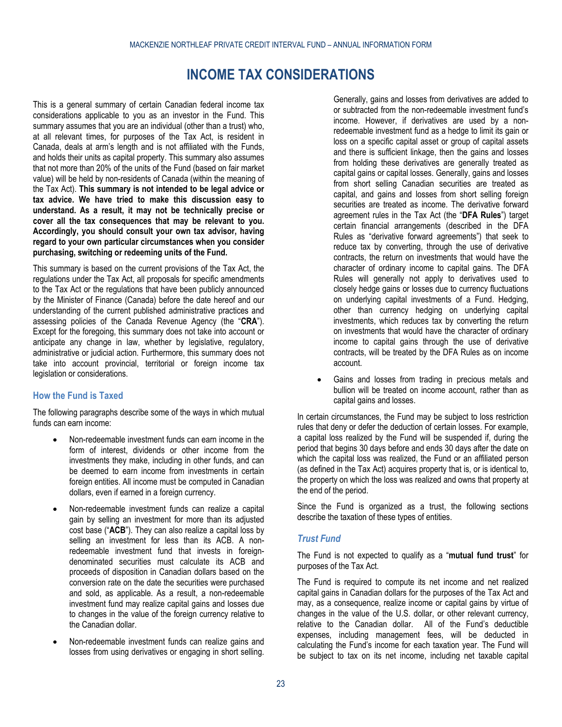# INCOME TAX CONSIDERATIONS

This is a general summary of certain Canadian federal income tax considerations applicable to you as an investor in the Fund. This summary assumes that you are an individual (other than a trust) who, at all relevant times, for purposes of the Tax Act, is resident in Canada, deals at arm's length and is not affiliated with the Funds, and holds their units as capital property. This summary also assumes that not more than 20% of the units of the Fund (based on fair market value) will be held by non-residents of Canada (within the meaning of the Tax Act). **This summary is not intended to be legal advice or tax advice. We have tried to make this discussion easy to understand. As a result, it may not be technically precise or cover all the tax consequences that may be relevant to you. Accordingly, you should consult your own tax advisor, having regard to your own particular circumstances when you consider purchasing, switching or redeeming units of the Fund.**

This summary is based on the current provisions of the Tax Act, the regulations under the Tax Act, all proposals for specific amendments to the Tax Act or the regulations that have been publicly announced by the Minister of Finance (Canada) before the date hereof and our understanding of the current published administrative practices and assessing policies of the Canada Revenue Agency (the "**CRA**"). Except for the foregoing, this summary does not take into account or anticipate any change in law, whether by legislative, regulatory, administrative or judicial action. Furthermore, this summary does not take into account provincial, territorial or foreign income tax legislation or considerations.

## How the Fund is Taxed

The following paragraphs describe some of the ways in which mutual funds can earn income:

- Non-redeemable investment funds can earn income in the form of interest, dividends or other income from the investments they make, including in other funds, and can be deemed to earn income from investments in certain foreign entities. All income must be computed in Canadian dollars, even if earned in a foreign currency.
- Non-redeemable investment funds can realize a capital gain by selling an investment for more than its adjusted cost base ("**ACB**"). They can also realize a capital loss by selling an investment for less than its ACB. A non-redeemable investment fund that invests in foreign-denominated securities must calculate its ACB and proceeds of disposition in Canadian dollars based on the conversion rate on the date the securities were purchased and sold, as applicable. As a result, a non-redeemable investment fund may realize capital gains and losses due to changes in the value of the foreign currency relative to the Canadian dollar.
- Non-redeemable investment funds can realize gains and losses from using derivatives or engaging in short selling. Generally, gains and losses from derivatives are added to or subtracted from the non-redeemable investment fund's income. However, if derivatives are used by a non-redeemable investment fund as a hedge to limit its gain or loss on a specific capital asset or group of capital assets and there is sufficient linkage, then the gains and losses from holding these derivatives are generally treated as capital gains or capital losses. Generally, gains and losses from short selling Canadian securities are treated as capital, and gains and losses from short selling foreign securities are treated as income. The derivative forward agreement rules in the Tax Act (the "**DFA Rules**") target certain financial arrangements (described in the DFA Rules as "derivative forward agreements") that seek to reduce tax by converting, through the use of derivative contracts, the return on investments that would have the character of ordinary income to capital gains. The DFA Rules will generally not apply to derivatives used to closely hedge gains or losses due to currency fluctuations on underlying capital investments of a Fund. Hedging, other than currency hedging on underlying capital investments, which reduces tax by converting the return on investments that would have the character of ordinary income to capital gains through the use of derivative contracts, will be treated by the DFA Rules as on income account.
- Gains and losses from trading in precious metals and bullion will be treated on income account, rather than as capital gains and losses.

In certain circumstances, the Fund may be subject to loss restriction rules that deny or defer the deduction of certain losses. For example, a capital loss realized by the Fund will be suspended if, during the period that begins 30 days before and ends 30 days after the date on which the capital loss was realized, the Fund or an affiliated person (as defined in the Tax Act) acquires property that is, or is identical to, the property on which the loss was realized and owns that property at the end of the period.

Since the Fund is organized as a trust, the following sections describe the taxation of these types of entities.

### *Trust Fund*

The Fund is not expected to qualify as a "**mutual fund trust**" for purposes of the Tax Act.

The Fund is required to compute its net income and net realized capital gains in Canadian dollars for the purposes of the Tax Act and may, as a consequence, realize income or capital gains by virtue of changes in the value of the U.S. dollar, or other relevant currency, relative to the Canadian dollar. All of the Fund's deductible expenses, including management fees, will be deducted in calculating the Fund's income for each taxation year. The Fund will be subject to tax on its net income, including net taxable capital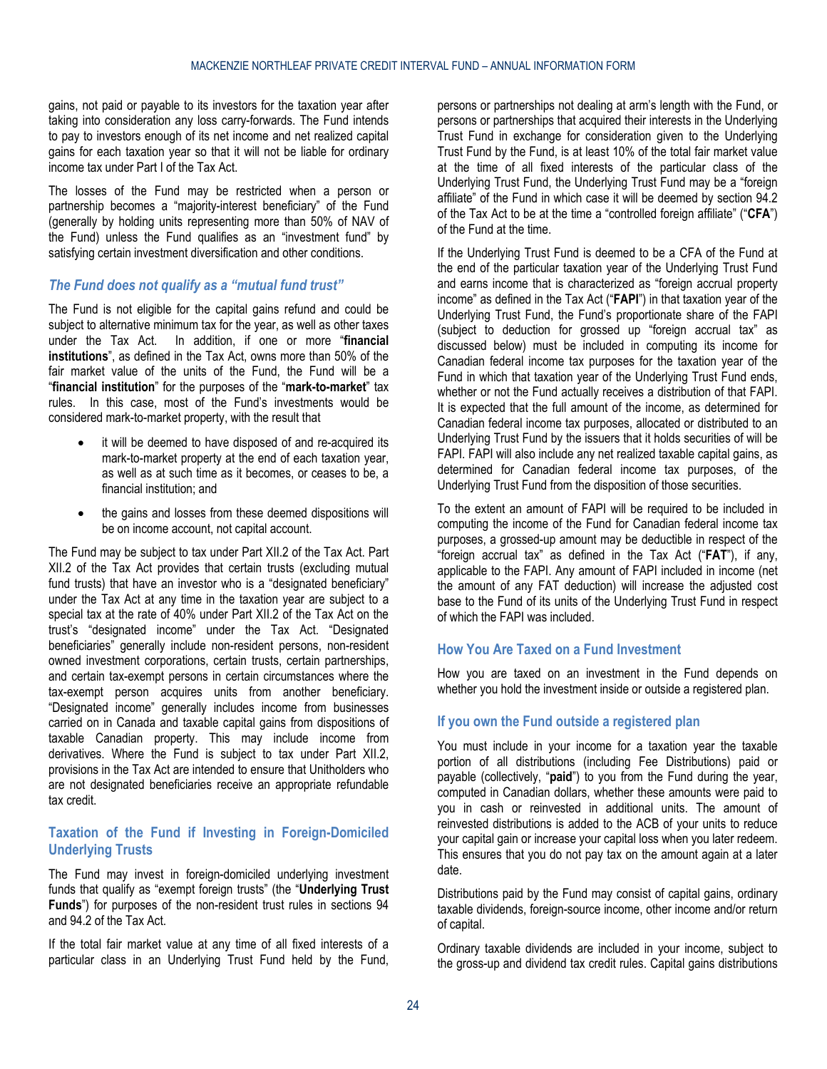gains, not paid or payable to its investors for the taxation year after taking into consideration any loss carry-forwards. The Fund intends to pay to investors enough of its net income and net realized capital gains for each taxation year so that it will not be liable for ordinary income tax under Part I of the Tax Act.

The losses of the Fund may be restricted when a person or partnership becomes a "majority-interest beneficiary" of the Fund (generally by holding units representing more than 50% of NAV of the Fund) unless the Fund qualifies as an "investment fund" by satisfying certain investment diversification and other conditions.

### *The Fund does not qualify as a "mutual fund trust"*

The Fund is not eligible for the capital gains refund and could be subject to alternative minimum tax for the year, as well as other taxes under the Tax Act. In addition, if one or more "**financial institutions**", as defined in the Tax Act, owns more than 50% of the fair market value of the units of the Fund, the Fund will be a "**financial institution**" for the purposes of the "**mark-to-market**" tax rules. In this case, most of the Fund's investments would be considered mark-to-market property, with the result that

- it will be deemed to have disposed of and re-acquired its mark-to-market property at the end of each taxation year, as well as at such time as it becomes, or ceases to be, a financial institution; and
- the gains and losses from these deemed dispositions will be on income account, not capital account.

The Fund may be subject to tax under Part XII.2 of the Tax Act. Part XII.2 of the Tax Act provides that certain trusts (excluding mutual fund trusts) that have an investor who is a "designated beneficiary" under the Tax Act at any time in the taxation year are subject to a special tax at the rate of 40% under Part XII.2 of the Tax Act on the trust's "designated income" under the Tax Act. "Designated beneficiaries" generally include non-resident persons, non-resident owned investment corporations, certain trusts, certain partnerships, and certain tax-exempt persons in certain circumstances where the tax-exempt person acquires units from another beneficiary. "Designated income" generally includes income from businesses carried on in Canada and taxable capital gains from dispositions of taxable Canadian property. This may include income from derivatives. Where the Fund is subject to tax under Part XII.2, provisions in the Tax Act are intended to ensure that Unitholders who are not designated beneficiaries receive an appropriate refundable tax credit.

## Taxation of the Fund if Investing in Foreign-Domiciled Underlying Trusts

The Fund may invest in foreign-domiciled underlying investment funds that qualify as "exempt foreign trusts" (the "**Underlying Trust Funds**") for purposes of the non-resident trust rules in sections 94 and 94.2 of the Tax Act.

If the total fair market value at any time of all fixed interests of a particular class in an Underlying Trust Fund held by the Fund, persons or partnerships not dealing at arm's length with the Fund, or persons or partnerships that acquired their interests in the Underlying Trust Fund in exchange for consideration given to the Underlying Trust Fund by the Fund, is at least 10% of the total fair market value at the time of all fixed interests of the particular class of the Underlying Trust Fund, the Underlying Trust Fund may be a "foreign affiliate" of the Fund in which case it will be deemed by section 94.2 of the Tax Act to be at the time a "controlled foreign affiliate" ("**CFA**") of the Fund at the time.

If the Underlying Trust Fund is deemed to be a CFA of the Fund at the end of the particular taxation year of the Underlying Trust Fund and earns income that is characterized as "foreign accrual property income" as defined in the Tax Act ("**FAPI**") in that taxation year of the Underlying Trust Fund, the Fund's proportionate share of the FAPI (subject to deduction for grossed up "foreign accrual tax" as discussed below) must be included in computing its income for Canadian federal income tax purposes for the taxation year of the Fund in which that taxation year of the Underlying Trust Fund ends, whether or not the Fund actually receives a distribution of that FAPI. It is expected that the full amount of the income, as determined for Canadian federal income tax purposes, allocated or distributed to an Underlying Trust Fund by the issuers that it holds securities of will be FAPI. FAPI will also include any net realized taxable capital gains, as determined for Canadian federal income tax purposes, of the Underlying Trust Fund from the disposition of those securities.

To the extent an amount of FAPI will be required to be included in computing the income of the Fund for Canadian federal income tax purposes, a grossed-up amount may be deductible in respect of the "foreign accrual tax" as defined in the Tax Act ("**FAT**"), if any, applicable to the FAPI. Any amount of FAPI included in income (net the amount of any FAT deduction) will increase the adjusted cost base to the Fund of its units of the Underlying Trust Fund in respect of which the FAPI was included.

## How You Are Taxed on a Fund Investment

How you are taxed on an investment in the Fund depends on whether you hold the investment inside or outside a registered plan.

### If you own the Fund outside a registered plan

You must include in your income for a taxation year the taxable portion of all distributions (including Fee Distributions) paid or payable (collectively, "**paid**") to you from the Fund during the year, computed in Canadian dollars, whether these amounts were paid to you in cash or reinvested in additional units. The amount of reinvested distributions is added to the ACB of your units to reduce your capital gain or increase your capital loss when you later redeem. This ensures that you do not pay tax on the amount again at a later date.

Distributions paid by the Fund may consist of capital gains, ordinary taxable dividends, foreign-source income, other income and/or return of capital.

Ordinary taxable dividends are included in your income, subject to the gross-up and dividend tax credit rules. Capital gains distributions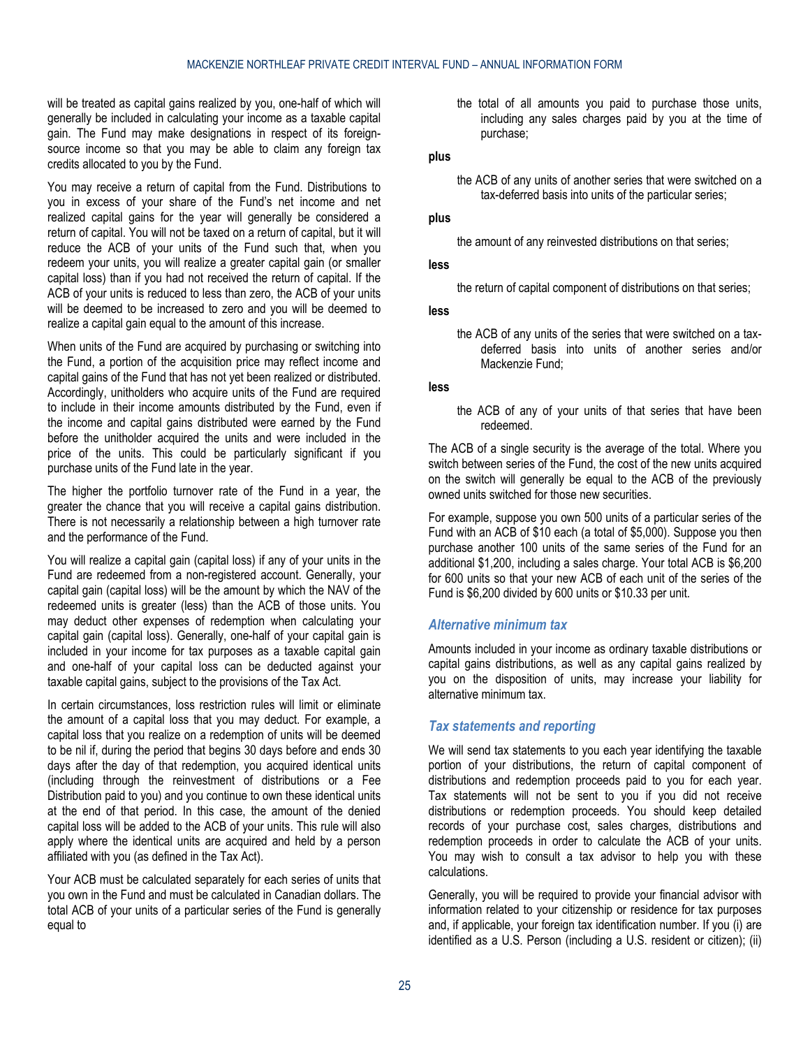will be treated as capital gains realized by you, one-half of which will generally be included in calculating your income as a taxable capital gain. The Fund may make designations in respect of its foreign-source income so that you may be able to claim any foreign tax credits allocated to you by the Fund.

You may receive a return of capital from the Fund. Distributions to you in excess of your share of the Fund's net income and net realized capital gains for the year will generally be considered a return of capital. You will not be taxed on a return of capital, but it will reduce the ACB of your units of the Fund such that, when you redeem your units, you will realize a greater capital gain (or smaller capital loss) than if you had not received the return of capital. If the ACB of your units is reduced to less than zero, the ACB of your units will be deemed to be increased to zero and you will be deemed to realize a capital gain equal to the amount of this increase.

When units of the Fund are acquired by purchasing or switching into the Fund, a portion of the acquisition price may reflect income and capital gains of the Fund that has not yet been realized or distributed. Accordingly, unitholders who acquire units of the Fund are required to include in their income amounts distributed by the Fund, even if the income and capital gains distributed were earned by the Fund before the unitholder acquired the units and were included in the price of the units. This could be particularly significant if you purchase units of the Fund late in the year.

The higher the portfolio turnover rate of the Fund in a year, the greater the chance that you will receive a capital gains distribution. There is not necessarily a relationship between a high turnover rate and the performance of the Fund.

You will realize a capital gain (capital loss) if any of your units in the Fund are redeemed from a non-registered account. Generally, your capital gain (capital loss) will be the amount by which the NAV of the redeemed units is greater (less) than the ACB of those units. You may deduct other expenses of redemption when calculating your capital gain (capital loss). Generally, one-half of your capital gain is included in your income for tax purposes as a taxable capital gain and one-half of your capital loss can be deducted against your taxable capital gains, subject to the provisions of the Tax Act.

In certain circumstances, loss restriction rules will limit or eliminate the amount of a capital loss that you may deduct. For example, a capital loss that you realize on a redemption of units will be deemed to be nil if, during the period that begins 30 days before and ends 30 days after the day of that redemption, you acquired identical units (including through the reinvestment of distributions or a Fee Distribution paid to you) and you continue to own these identical units at the end of that period. In this case, the amount of the denied capital loss will be added to the ACB of your units. This rule will also apply where the identical units are acquired and held by a person affiliated with you (as defined in the Tax Act).

Your ACB must be calculated separately for each series of units that you own in the Fund and must be calculated in Canadian dollars. The total ACB of your units of a particular series of the Fund is generally equal to

> the total of all amounts you paid to purchase those units, including any sales charges paid by you at the time of purchase;

**plus**

> the ACB of any units of another series that were switched on a tax-deferred basis into units of the particular series;

**plus**

> the amount of any reinvested distributions on that series;

**less**

> the return of capital component of distributions on that series;

**less**

> the ACB of any units of the series that were switched on a tax-deferred basis into units of another series and/or Mackenzie Fund;

**less**

> the ACB of any of your units of that series that have been redeemed.

The ACB of a single security is the average of the total. Where you switch between series of the Fund, the cost of the new units acquired on the switch will generally be equal to the ACB of the previously owned units switched for those new securities.

For example, suppose you own 500 units of a particular series of the Fund with an ACB of $10 each (a total of $5,000). Suppose you then purchase another 100 units of the same series of the Fund for an additional $1,200, including a sales charge. Your total ACB is $6,200 for 600 units so that your new ACB of each unit of the series of the Fund is $6,200 divided by 600 units or $10.33 per unit.

### *Alternative minimum tax*

Amounts included in your income as ordinary taxable distributions or capital gains distributions, as well as any capital gains realized by you on the disposition of units, may increase your liability for alternative minimum tax.

### *Tax statements and reporting*

We will send tax statements to you each year identifying the taxable portion of your distributions, the return of capital component of distributions and redemption proceeds paid to you for each year. Tax statements will not be sent to you if you did not receive distributions or redemption proceeds. You should keep detailed records of your purchase cost, sales charges, distributions and redemption proceeds in order to calculate the ACB of your units. You may wish to consult a tax advisor to help you with these calculations.

Generally, you will be required to provide your financial advisor with information related to your citizenship or residence for tax purposes and, if applicable, your foreign tax identification number. If you (i) are identified as a U.S. Person (including a U.S. resident or citizen); (ii)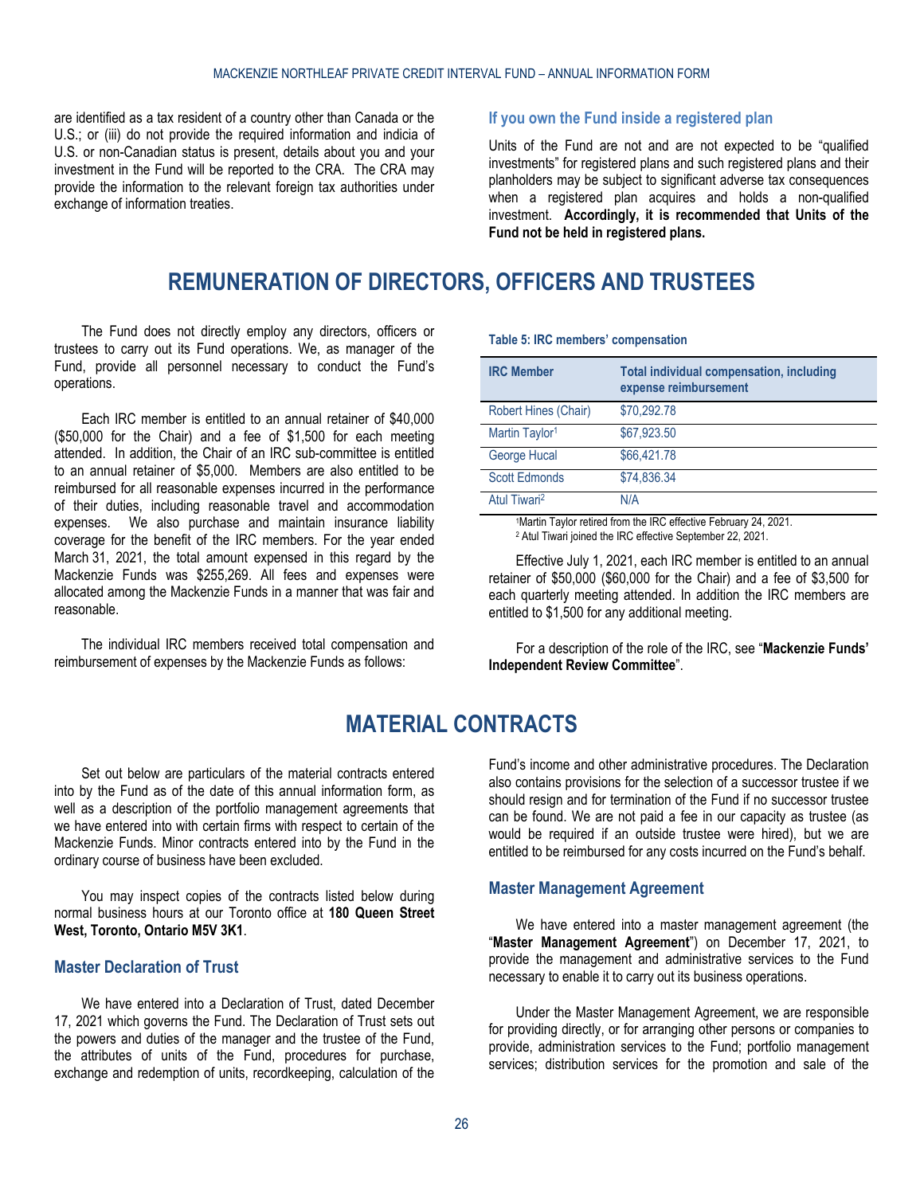are identified as a tax resident of a country other than Canada or the U.S.; or (iii) do not provide the required information and indicia of U.S. or non-Canadian status is present, details about you and your investment in the Fund will be reported to the CRA. The CRA may provide the information to the relevant foreign tax authorities under exchange of information treaties.

### If you own the Fund inside a registered plan

Units of the Fund are not and are not expected to be "qualified investments" for registered plans and such registered plans and their planholders may be subject to significant adverse tax consequences when a registered plan acquires and holds a non-qualified investment. **Accordingly, it is recommended that Units of the Fund not be held in registered plans.**

# REMUNERATION OF DIRECTORS, OFFICERS AND TRUSTEES

The Fund does not directly employ any directors, officers or trustees to carry out its Fund operations. We, as manager of the Fund, provide all personnel necessary to conduct the Fund's operations.

Each IRC member is entitled to an annual retainer of $40,000 ($50,000 for the Chair) and a fee of $1,500 for each meeting attended. In addition, the Chair of an IRC sub-committee is entitled to an annual retainer of $5,000. Members are also entitled to be reimbursed for all reasonable expenses incurred in the performance of their duties, including reasonable travel and accommodation expenses. We also purchase and maintain insurance liability coverage for the benefit of the IRC members. For the year ended March 31, 2021, the total amount expensed in this regard by the Mackenzie Funds was $255,269. All fees and expenses were allocated among the Mackenzie Funds in a manner that was fair and reasonable.

The individual IRC members received total compensation and reimbursement of expenses by the Mackenzie Funds as follows:

**Table 5: IRC members' compensation**

| IRC Member | Total individual compensation, including expense reimbursement |
|---|---|
| Robert Hines (Chair) | $70,292.78 |
| Martin Taylor[1] | $67,923.50 |
| George Hucal | $66,421.78 |
| Scott Edmonds | $74,836.34 |
| Atul Tiwari[2] | N/A |

[1]Martin Taylor retired from the IRC effective February 24, 2021.
[2] Atul Tiwari joined the IRC effective September 22, 2021.

Effective July 1, 2021, each IRC member is entitled to an annual retainer of $50,000 ($60,000 for the Chair) and a fee of $3,500 for each quarterly meeting attended. In addition the IRC members are entitled to $1,500 for any additional meeting.

For a description of the role of the IRC, see "**Mackenzie Funds' Independent Review Committee**".

# MATERIAL CONTRACTS

Set out below are particulars of the material contracts entered into by the Fund as of the date of this annual information form, as well as a description of the portfolio management agreements that we have entered into with certain firms with respect to certain of the Mackenzie Funds. Minor contracts entered into by the Fund in the ordinary course of business have been excluded.

You may inspect copies of the contracts listed below during normal business hours at our Toronto office at **180 Queen Street West, Toronto, Ontario M5V 3K1**.

### Master Declaration of Trust

We have entered into a Declaration of Trust, dated December 17, 2021 which governs the Fund. The Declaration of Trust sets out the powers and duties of the manager and the trustee of the Fund, the attributes of units of the Fund, procedures for purchase, exchange and redemption of units, recordkeeping, calculation of the Fund's income and other administrative procedures. The Declaration also contains provisions for the selection of a successor trustee if we should resign and for termination of the Fund if no successor trustee can be found. We are not paid a fee in our capacity as trustee (as would be required if an outside trustee were hired), but we are entitled to be reimbursed for any costs incurred on the Fund's behalf.

### Master Management Agreement

We have entered into a master management agreement (the "**Master Management Agreement**") on December 17, 2021, to provide the management and administrative services to the Fund necessary to enable it to carry out its business operations.

Under the Master Management Agreement, we are responsible for providing directly, or for arranging other persons or companies to provide, administration services to the Fund; portfolio management services; distribution services for the promotion and sale of the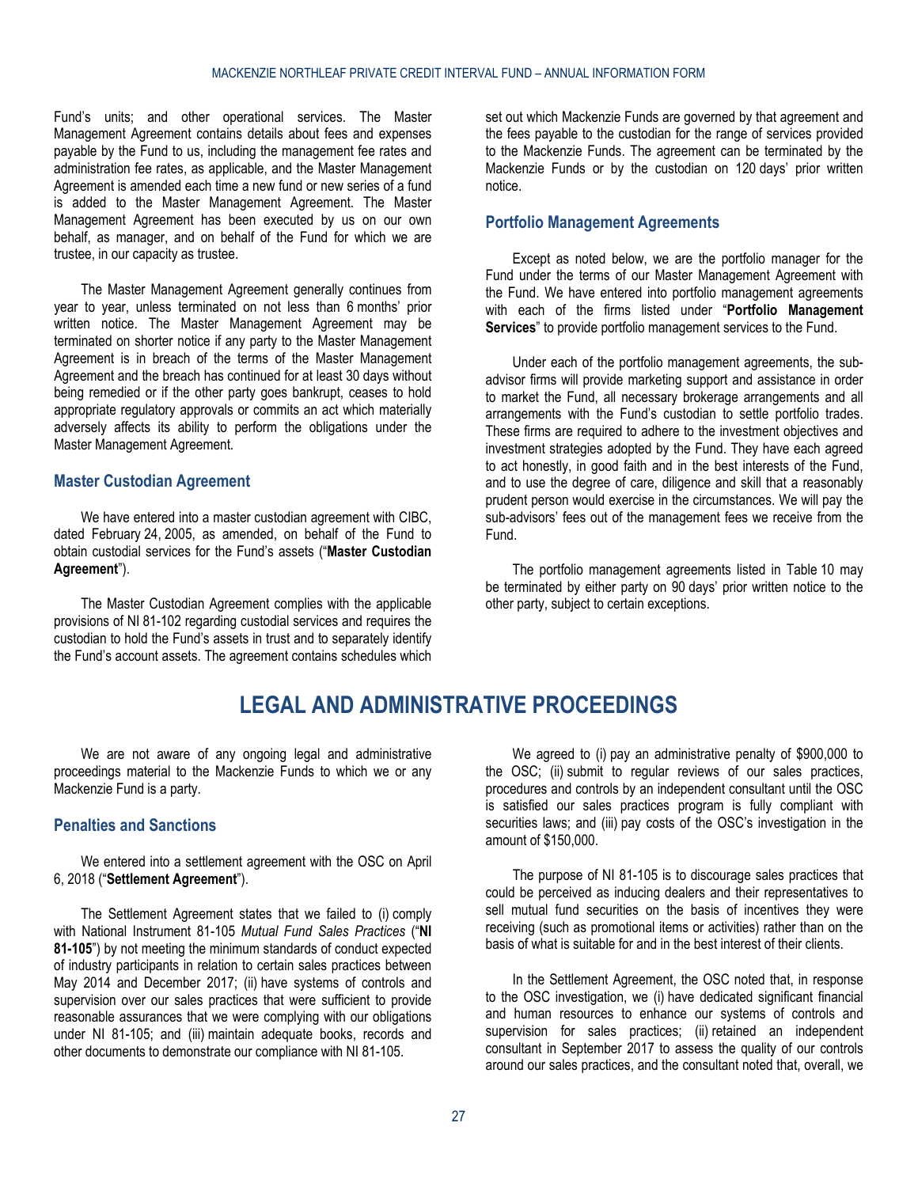Fund's units; and other operational services. The Master Management Agreement contains details about fees and expenses payable by the Fund to us, including the management fee rates and administration fee rates, as applicable, and the Master Management Agreement is amended each time a new fund or new series of a fund is added to the Master Management Agreement. The Master Management Agreement has been executed by us on our own behalf, as manager, and on behalf of the Fund for which we are trustee, in our capacity as trustee.

The Master Management Agreement generally continues from year to year, unless terminated on not less than 6 months' prior written notice. The Master Management Agreement may be terminated on shorter notice if any party to the Master Management Agreement is in breach of the terms of the Master Management Agreement and the breach has continued for at least 30 days without being remedied or if the other party goes bankrupt, ceases to hold appropriate regulatory approvals or commits an act which materially adversely affects its ability to perform the obligations under the Master Management Agreement.

### Master Custodian Agreement

We have entered into a master custodian agreement with CIBC, dated February 24, 2005, as amended, on behalf of the Fund to obtain custodial services for the Fund's assets ("**Master Custodian Agreement**").

The Master Custodian Agreement complies with the applicable provisions of NI 81-102 regarding custodial services and requires the custodian to hold the Fund's assets in trust and to separately identify the Fund's account assets. The agreement contains schedules which set out which Mackenzie Funds are governed by that agreement and the fees payable to the custodian for the range of services provided to the Mackenzie Funds. The agreement can be terminated by the Mackenzie Funds or by the custodian on 120 days' prior written notice.

### Portfolio Management Agreements

Except as noted below, we are the portfolio manager for the Fund under the terms of our Master Management Agreement with the Fund. We have entered into portfolio management agreements with each of the firms listed under "**Portfolio Management Services**" to provide portfolio management services to the Fund.

Under each of the portfolio management agreements, the sub-advisor firms will provide marketing support and assistance in order to market the Fund, all necessary brokerage arrangements and all arrangements with the Fund's custodian to settle portfolio trades. These firms are required to adhere to the investment objectives and investment strategies adopted by the Fund. They have each agreed to act honestly, in good faith and in the best interests of the Fund, and to use the degree of care, diligence and skill that a reasonably prudent person would exercise in the circumstances. We will pay the sub-advisors' fees out of the management fees we receive from the Fund.

The portfolio management agreements listed in Table 10 may be terminated by either party on 90 days' prior written notice to the other party, subject to certain exceptions.

# LEGAL AND ADMINISTRATIVE PROCEEDINGS

We are not aware of any ongoing legal and administrative proceedings material to the Mackenzie Funds to which we or any Mackenzie Fund is a party.

### Penalties and Sanctions

We entered into a settlement agreement with the OSC on April 6, 2018 ("**Settlement Agreement**").

The Settlement Agreement states that we failed to (i) comply with National Instrument 81-105 *Mutual Fund Sales Practices* ("**NI 81-105**") by not meeting the minimum standards of conduct expected of industry participants in relation to certain sales practices between May 2014 and December 2017; (ii) have systems of controls and supervision over our sales practices that were sufficient to provide reasonable assurances that we were complying with our obligations under NI 81-105; and (iii) maintain adequate books, records and other documents to demonstrate our compliance with NI 81-105.

We agreed to (i) pay an administrative penalty of $900,000 to the OSC; (ii) submit to regular reviews of our sales practices, procedures and controls by an independent consultant until the OSC is satisfied our sales practices program is fully compliant with securities laws; and (iii) pay costs of the OSC's investigation in the amount of $150,000.

The purpose of NI 81-105 is to discourage sales practices that could be perceived as inducing dealers and their representatives to sell mutual fund securities on the basis of incentives they were receiving (such as promotional items or activities) rather than on the basis of what is suitable for and in the best interest of their clients.

In the Settlement Agreement, the OSC noted that, in response to the OSC investigation, we (i) have dedicated significant financial and human resources to enhance our systems of controls and supervision for sales practices; (ii) retained an independent consultant in September 2017 to assess the quality of our controls around our sales practices, and the consultant noted that, overall, we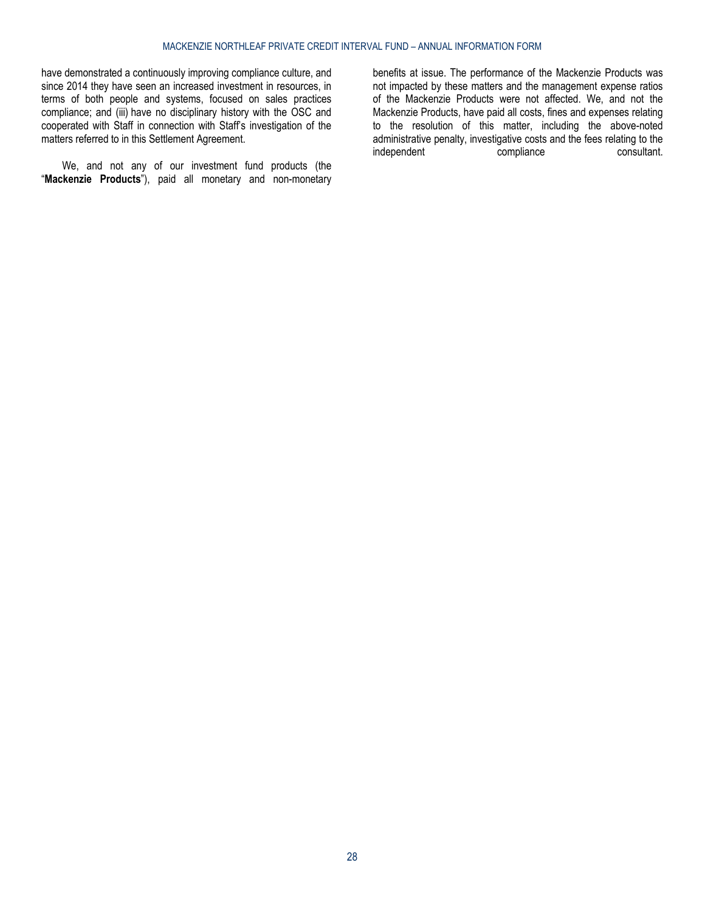have demonstrated a continuously improving compliance culture, and since 2014 they have seen an increased investment in resources, in terms of both people and systems, focused on sales practices compliance; and (iii) have no disciplinary history with the OSC and cooperated with Staff in connection with Staff's investigation of the matters referred to in this Settlement Agreement.

We, and not any of our investment fund products (the "**Mackenzie Products**"), paid all monetary and non-monetary benefits at issue. The performance of the Mackenzie Products was not impacted by these matters and the management expense ratios of the Mackenzie Products were not affected. We, and not the Mackenzie Products, have paid all costs, fines and expenses relating to the resolution of this matter, including the above-noted administrative penalty, investigative costs and the fees relating to the independent compliance consultant.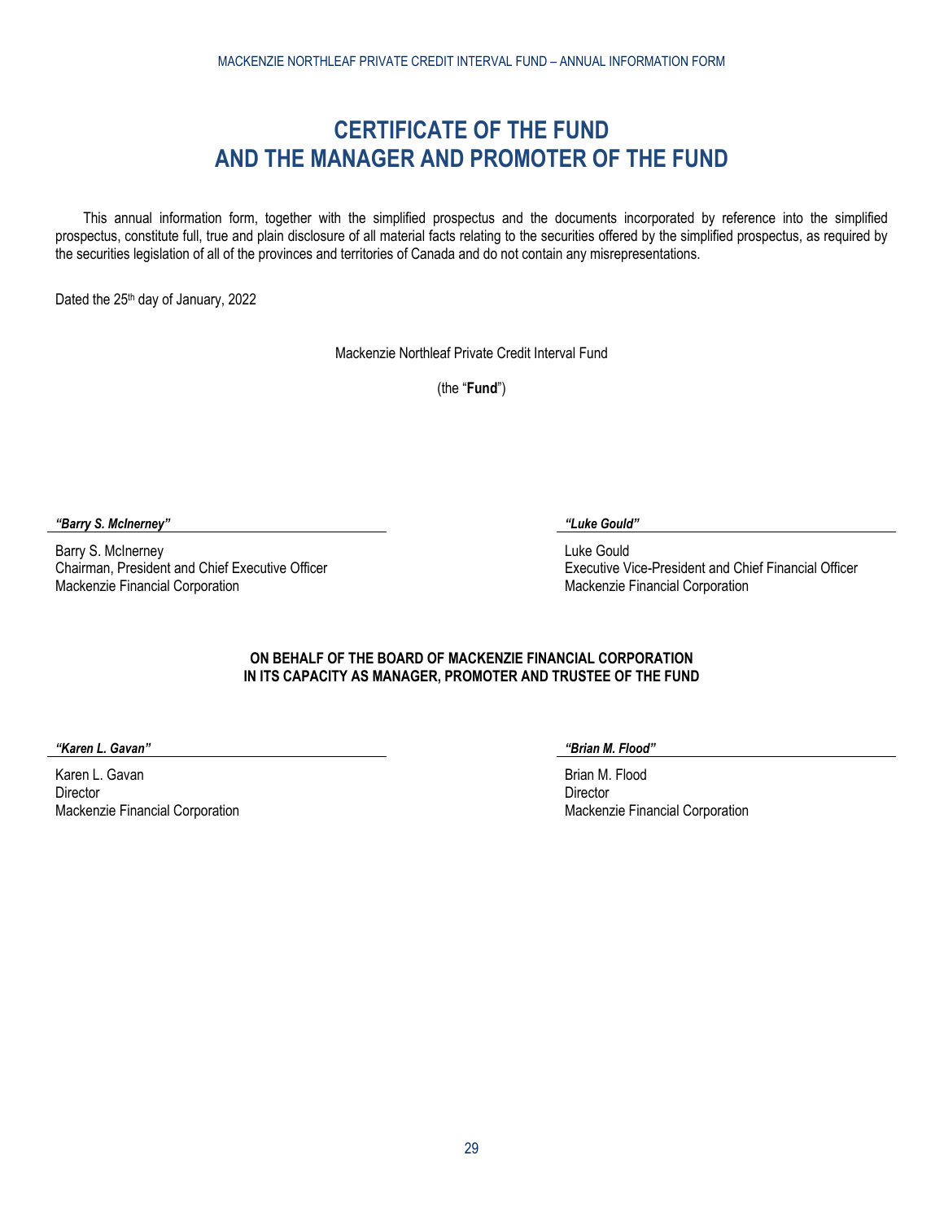# CERTIFICATE OF THE FUND AND THE MANAGER AND PROMOTER OF THE FUND

This annual information form, together with the simplified prospectus and the documents incorporated by reference into the simplified prospectus, constitute full, true and plain disclosure of all material facts relating to the securities offered by the simplified prospectus, as required by the securities legislation of all of the provinces and territories of Canada and do not contain any misrepresentations.

Dated the 25th day of January, 2022

Mackenzie Northleaf Private Credit Interval Fund

(the "**Fund**")

***"Barry S. McInerney"***

Barry S. McInerney
Chairman, President and Chief Executive Officer
Mackenzie Financial Corporation

***"Luke Gould"***

Luke Gould
Executive Vice-President and Chief Financial Officer
Mackenzie Financial Corporation

**ON BEHALF OF THE BOARD OF MACKENZIE FINANCIAL CORPORATION IN ITS CAPACITY AS MANAGER, PROMOTER AND TRUSTEE OF THE FUND**

***"Karen L. Gavan"***

Karen L. Gavan
Director
Mackenzie Financial Corporation

***"Brian M. Flood"***

Brian M. Flood
Director
Mackenzie Financial Corporation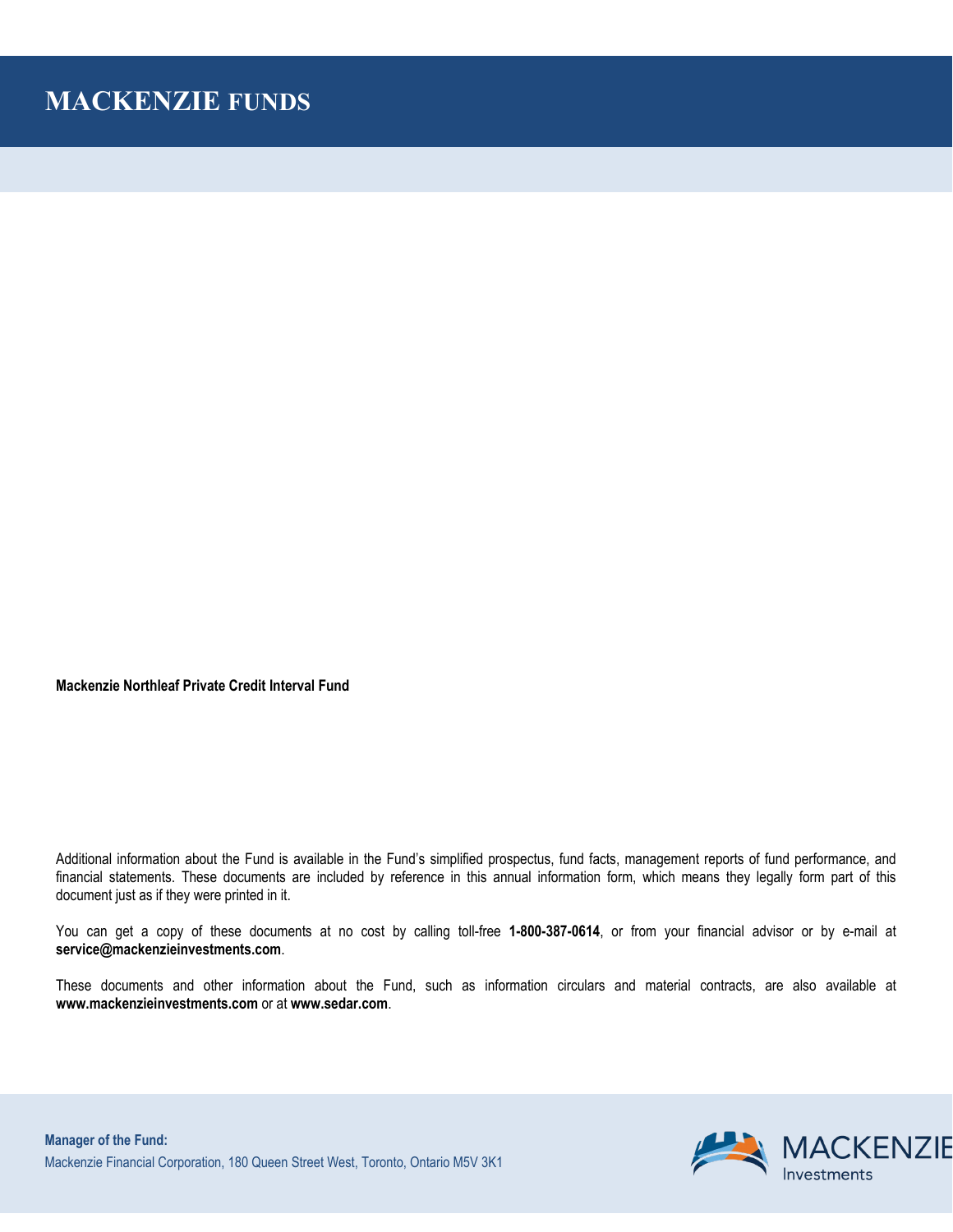# MACKENZIE FUNDS

**Mackenzie Northleaf Private Credit Interval Fund**

Additional information about the Fund is available in the Fund's simplified prospectus, fund facts, management reports of fund performance, and financial statements. These documents are included by reference in this annual information form, which means they legally form part of this document just as if they were printed in it.

You can get a copy of these documents at no cost by calling toll-free **1-800-387-0614**, or from your financial advisor or by e-mail at **service@mackenzieinvestments.com**.

These documents and other information about the Fund, such as information circulars and material contracts, are also available at **www.mackenzieinvestments.com** or at **www.sedar.com**.

**Manager of the Fund:**

Mackenzie Financial Corporation, 180 Queen Street West, Toronto, Ontario M5V 3K1

MACKENZIE Investments